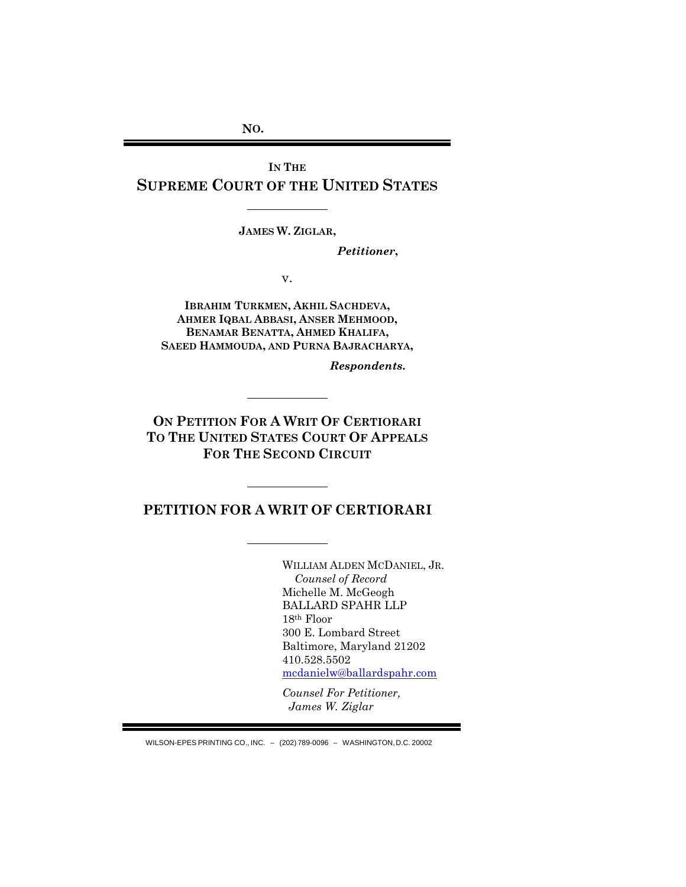**NO.**

---

**IN THE**

# SUPREME COURT OF THE UNITED STATES

---

**JAMES W. ZIGLAR,**

*Petitioner,*

v.

**IBRAHIM TURKMEN, AKHIL SACHDEVA, AHMER IQBAL ABBASI, ANSER MEHMOOD, BENAMAR BENATTA, AHMED KHALIFA, SAEED HAMMOUDA, AND PURNA BAJRACHARYA,**

*Respondents.*

---

**ON PETITION FOR A WRIT OF CERTIORARI TO THE UNITED STATES COURT OF APPEALS FOR THE SECOND CIRCUIT**

---

## PETITION FOR A WRIT OF CERTIORARI

---

WILLIAM ALDEN MCDANIEL, JR.
*Counsel of Record*
Michelle M. McGeogh
BALLARD SPAHR LLP
18th Floor
300 E. Lombard Street
Baltimore, Maryland 21202
410.528.5502
mcdanielw@ballardspahr.com

*Counsel For Petitioner, James W. Ziglar*

---

WILSON-EPES PRINTING CO., INC. – (202) 789-0096 – WASHINGTON, D.C. 20002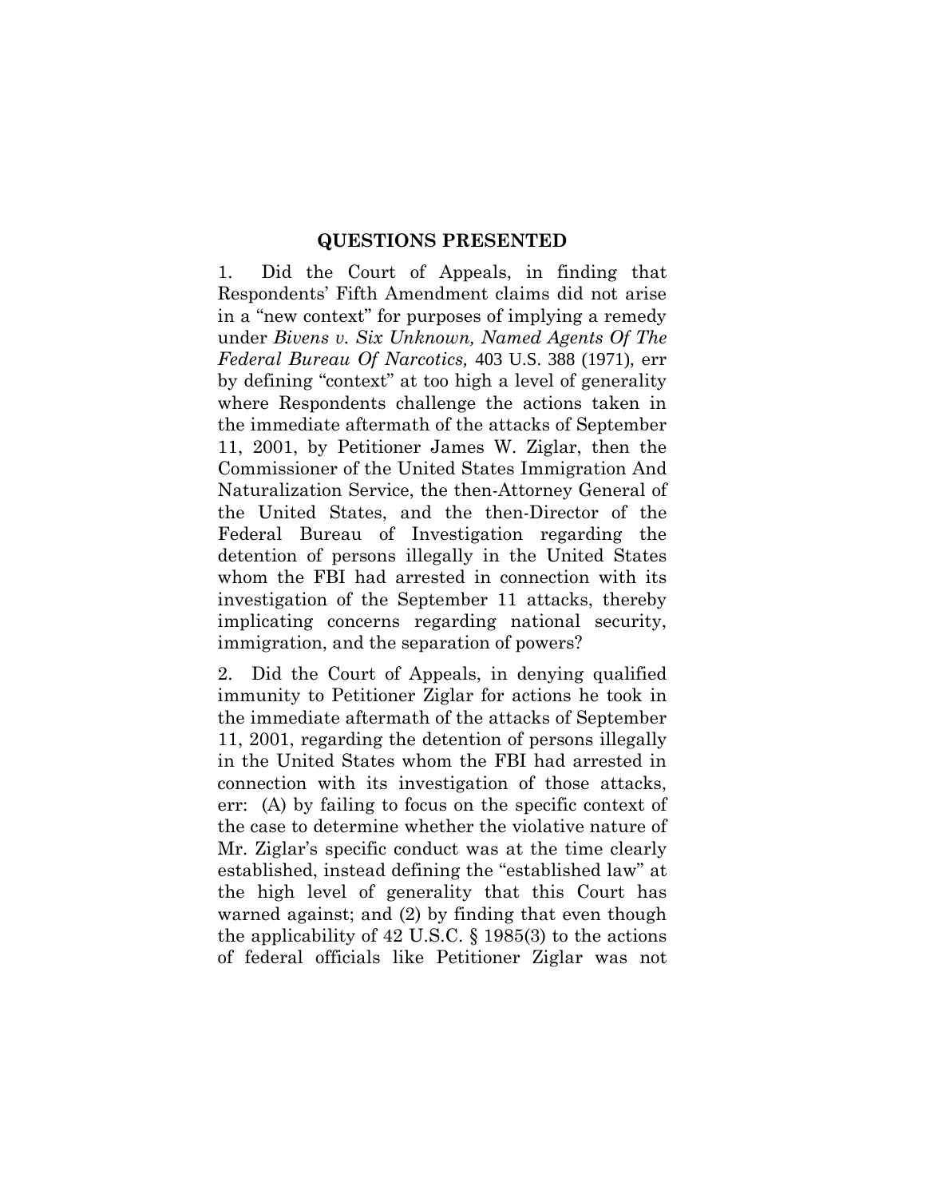## QUESTIONS PRESENTED

1. Did the Court of Appeals, in finding that Respondents' Fifth Amendment claims did not arise in a "new context" for purposes of implying a remedy under *Bivens v. Six Unknown, Named Agents Of The Federal Bureau Of Narcotics,* 403 U.S. 388 (1971), err by defining "context" at too high a level of generality where Respondents challenge the actions taken in the immediate aftermath of the attacks of September 11, 2001, by Petitioner James W. Ziglar, then the Commissioner of the United States Immigration And Naturalization Service, the then-Attorney General of the United States, and the then-Director of the Federal Bureau of Investigation regarding the detention of persons illegally in the United States whom the FBI had arrested in connection with its investigation of the September 11 attacks, thereby implicating concerns regarding national security, immigration, and the separation of powers?

2. Did the Court of Appeals, in denying qualified immunity to Petitioner Ziglar for actions he took in the immediate aftermath of the attacks of September 11, 2001, regarding the detention of persons illegally in the United States whom the FBI had arrested in connection with its investigation of those attacks, err: (A) by failing to focus on the specific context of the case to determine whether the violative nature of Mr. Ziglar's specific conduct was at the time clearly established, instead defining the "established law" at the high level of generality that this Court has warned against; and (2) by finding that even though the applicability of 42 U.S.C. § 1985(3) to the actions of federal officials like Petitioner Ziglar was not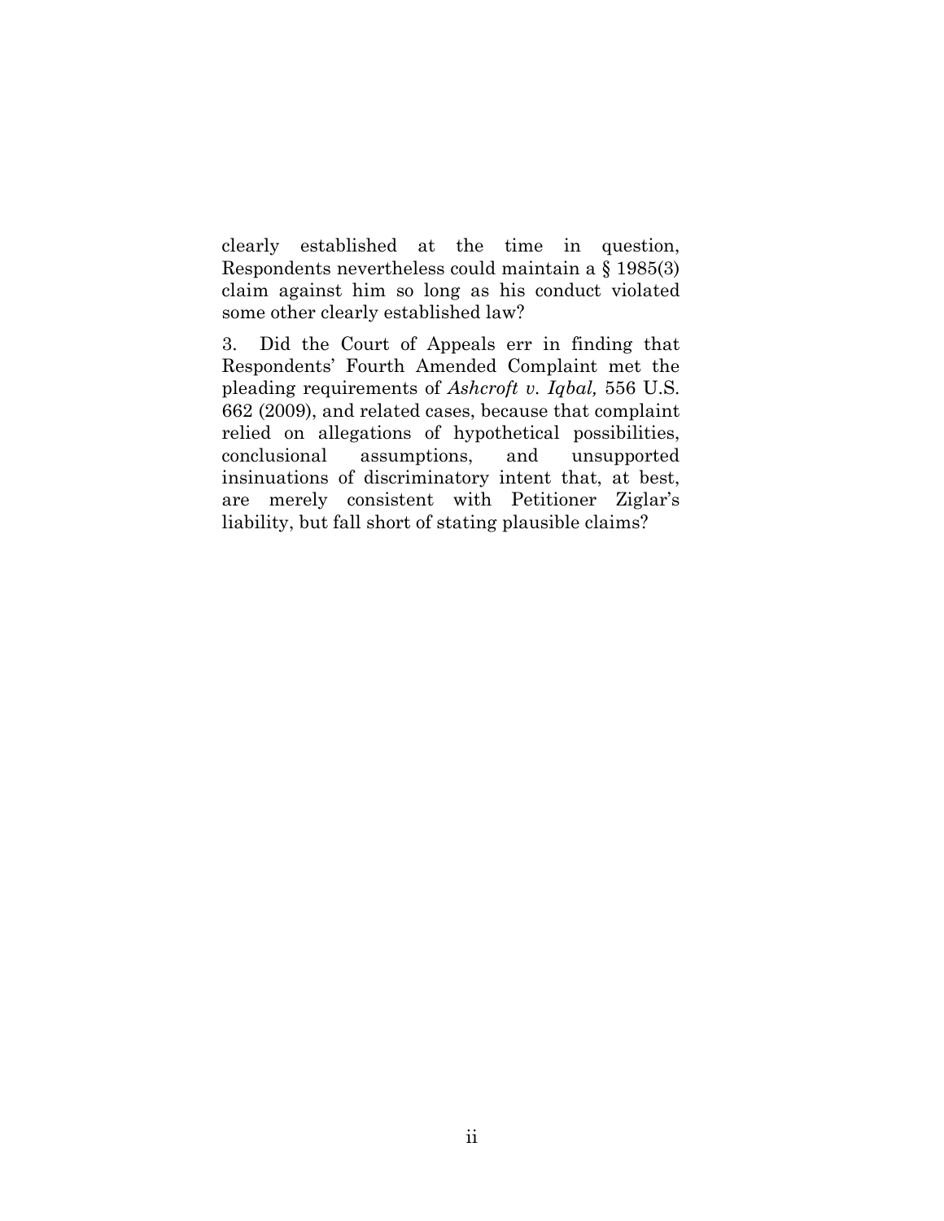clearly established at the time in question, Respondents nevertheless could maintain a § 1985(3) claim against him so long as his conduct violated some other clearly established law?

3. Did the Court of Appeals err in finding that Respondents' Fourth Amended Complaint met the pleading requirements of *Ashcroft v. Iqbal,* 556 U.S. 662 (2009), and related cases, because that complaint relied on allegations of hypothetical possibilities, conclusional assumptions, and unsupported insinuations of discriminatory intent that, at best, are merely consistent with Petitioner Ziglar's liability, but fall short of stating plausible claims?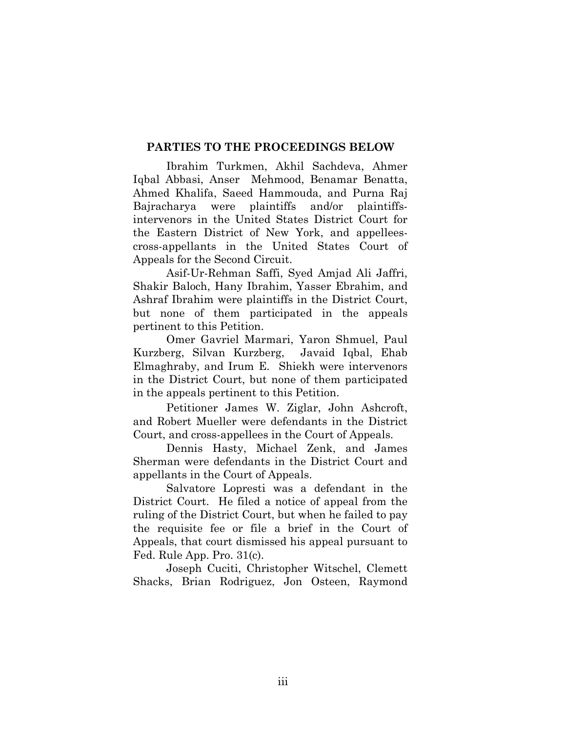## PARTIES TO THE PROCEEDINGS BELOW

Ibrahim Turkmen, Akhil Sachdeva, Ahmer Iqbal Abbasi, Anser Mehmood, Benamar Benatta, Ahmed Khalifa, Saeed Hammouda, and Purna Raj Bajracharya were plaintiffs and/or plaintiffs-intervenors in the United States District Court for the Eastern District of New York, and appellees-cross-appellants in the United States Court of Appeals for the Second Circuit.

Asif-Ur-Rehman Saffi, Syed Amjad Ali Jaffri, Shakir Baloch, Hany Ibrahim, Yasser Ebrahim, and Ashraf Ibrahim were plaintiffs in the District Court, but none of them participated in the appeals pertinent to this Petition.

Omer Gavriel Marmari, Yaron Shmuel, Paul Kurzberg, Silvan Kurzberg, Javaid Iqbal, Ehab Elmaghraby, and Irum E. Shiekh were intervenors in the District Court, but none of them participated in the appeals pertinent to this Petition.

Petitioner James W. Ziglar, John Ashcroft, and Robert Mueller were defendants in the District Court, and cross-appellees in the Court of Appeals.

Dennis Hasty, Michael Zenk, and James Sherman were defendants in the District Court and appellants in the Court of Appeals.

Salvatore Lopresti was a defendant in the District Court. He filed a notice of appeal from the ruling of the District Court, but when he failed to pay the requisite fee or file a brief in the Court of Appeals, that court dismissed his appeal pursuant to Fed. Rule App. Pro. 31(c).

Joseph Cuciti, Christopher Witschel, Clemett Shacks, Brian Rodriguez, Jon Osteen, Raymond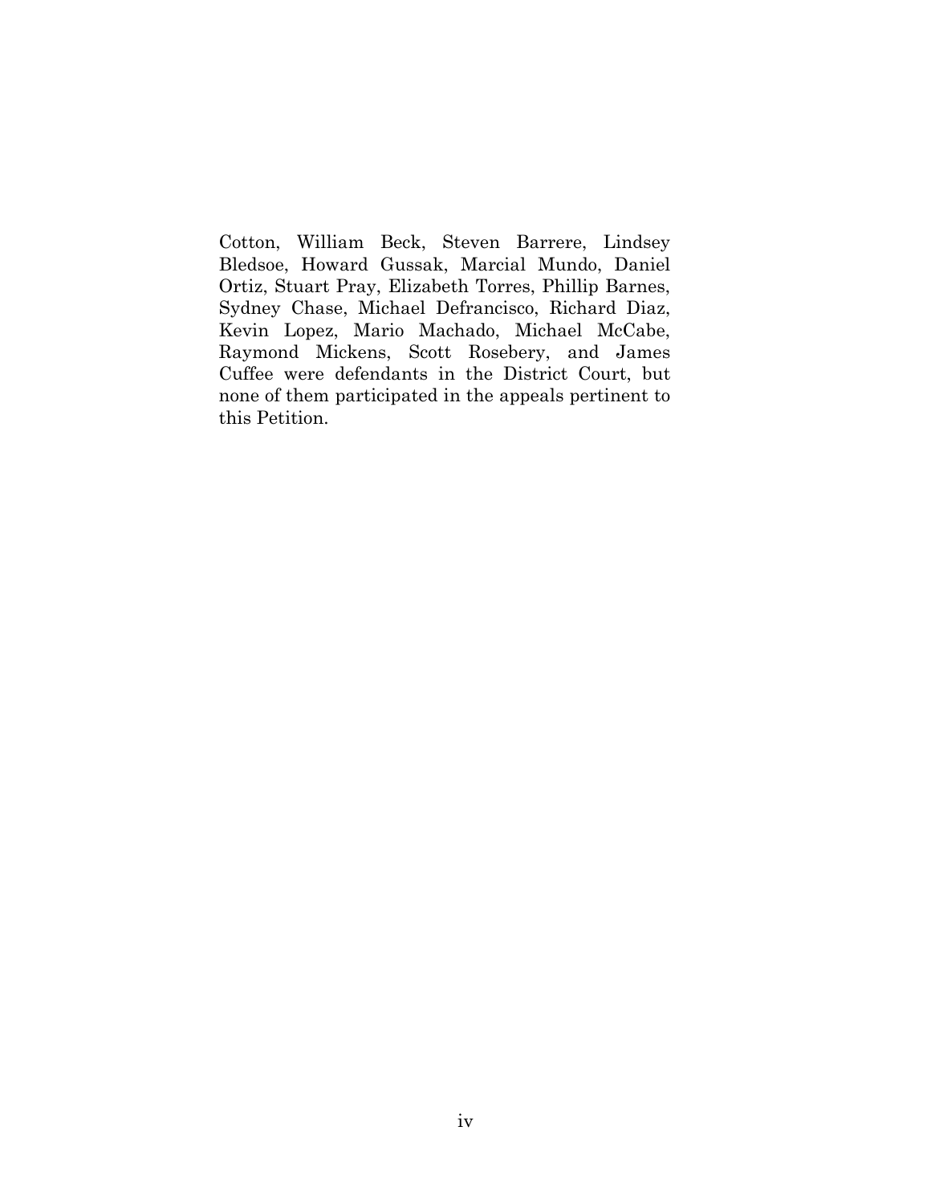Cotton, William Beck, Steven Barrere, Lindsey Bledsoe, Howard Gussak, Marcial Mundo, Daniel Ortiz, Stuart Pray, Elizabeth Torres, Phillip Barnes, Sydney Chase, Michael Defrancisco, Richard Diaz, Kevin Lopez, Mario Machado, Michael McCabe, Raymond Mickens, Scott Rosebery, and James Cuffee were defendants in the District Court, but none of them participated in the appeals pertinent to this Petition.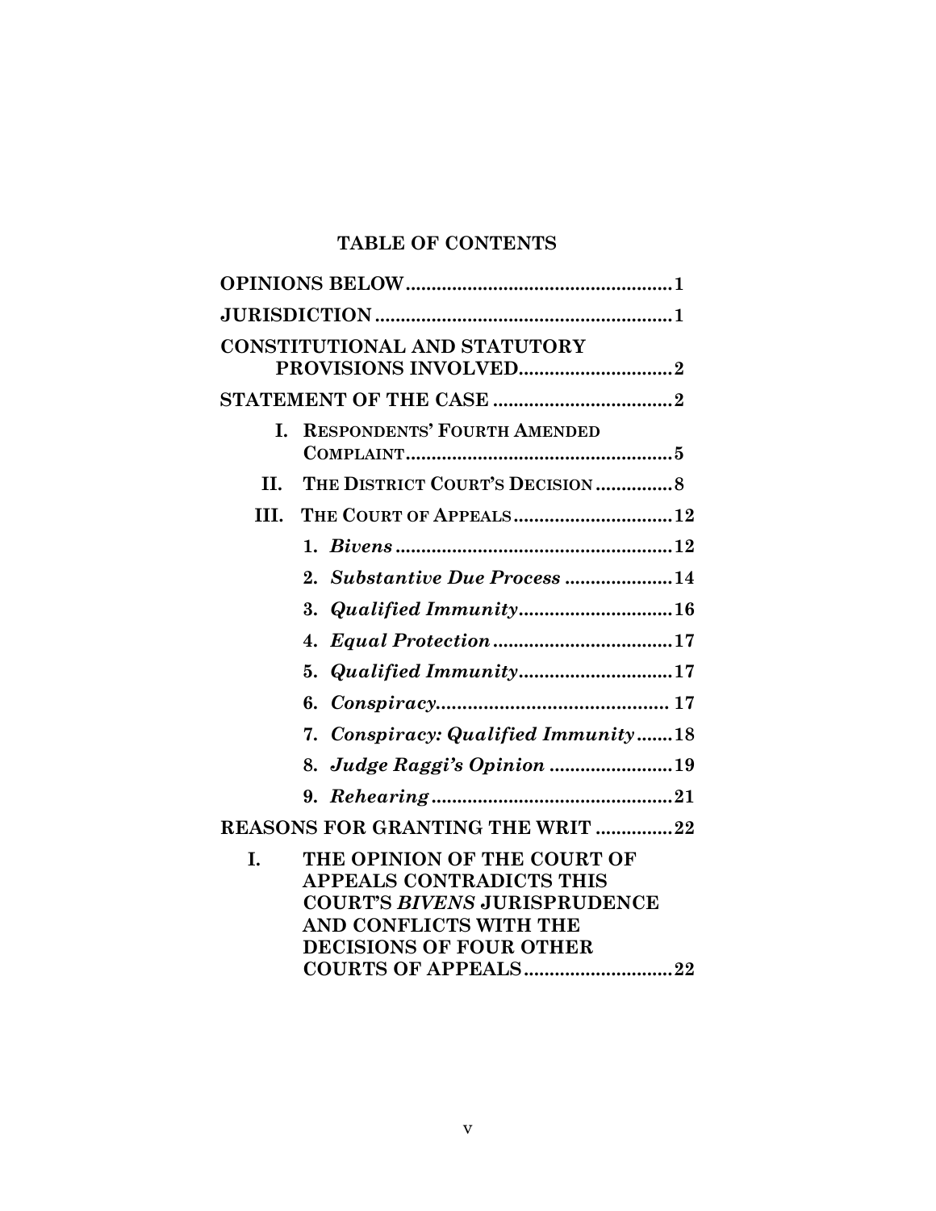## TABLE OF CONTENTS

**OPINIONS BELOW** .................................................. 1

**JURISDICTION** .................................................. 1

**CONSTITUTIONAL AND STATUTORY PROVISIONS INVOLVED** .................................................. 2

**STATEMENT OF THE CASE** .................................................. 2

- **I. RESPONDENTS' FOURTH AMENDED COMPLAINT** .................................................. 5
- **II. THE DISTRICT COURT'S DECISION** .................................................. 8
- **III. THE COURT OF APPEALS** .................................................. 12
  1. ***Bivens*** .................................................. 12
  2. ***Substantive Due Process*** .................................................. 14
  3. ***Qualified Immunity*** .................................................. 16
  4. ***Equal Protection*** .................................................. 17
  5. ***Qualified Immunity*** .................................................. 17
  6. ***Conspiracy*** .................................................. 17
  7. ***Conspiracy: Qualified Immunity*** .................................................. 18
  8. ***Judge Raggi's Opinion*** .................................................. 19
  9. ***Rehearing*** .................................................. 21

**REASONS FOR GRANTING THE WRIT** .................................................. 22

- **I. THE OPINION OF THE COURT OF APPEALS CONTRADICTS THIS COURT'S *BIVENS* JURISPRUDENCE AND CONFLICTS WITH THE DECISIONS OF FOUR OTHER COURTS OF APPEALS** .................................................. 22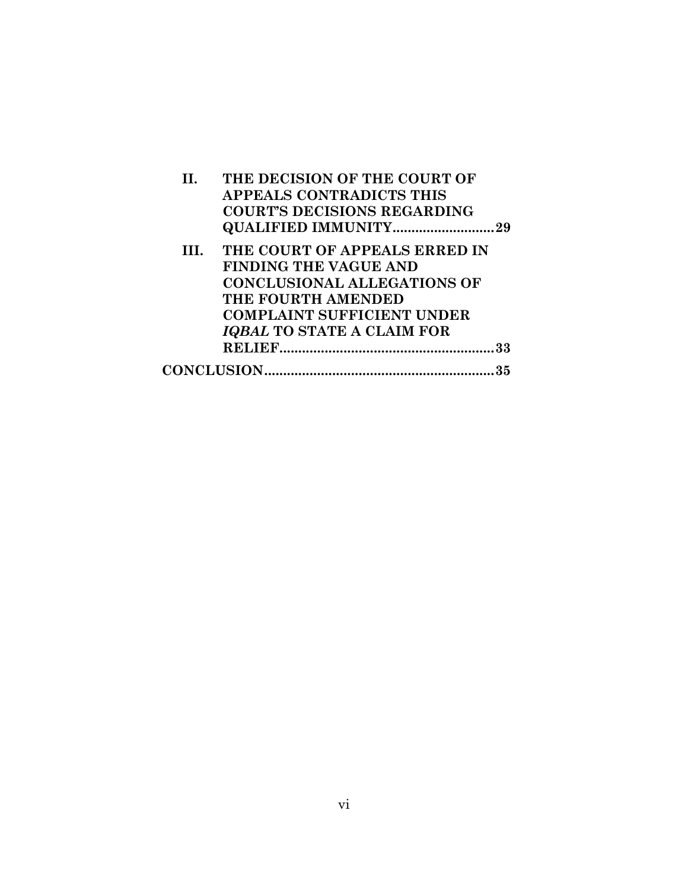**II. THE DECISION OF THE COURT OF APPEALS CONTRADICTS THIS COURT'S DECISIONS REGARDING QUALIFIED IMMUNITY..........................29**

**III. THE COURT OF APPEALS ERRED IN FINDING THE VAGUE AND CONCLUSIONAL ALLEGATIONS OF THE FOURTH AMENDED COMPLAINT SUFFICIENT UNDER *IQBAL* TO STATE A CLAIM FOR RELIEF........................................................33**

**CONCLUSION............................................................35**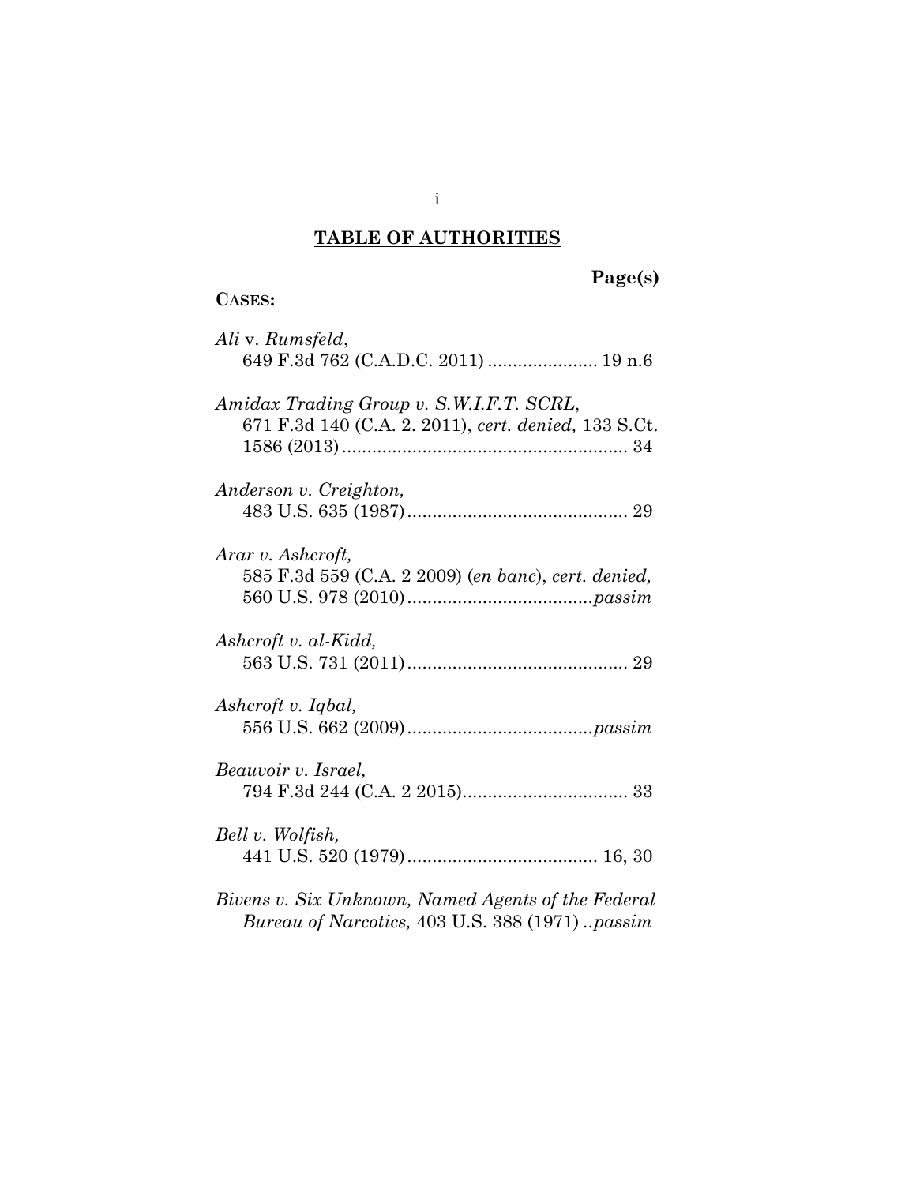## TABLE OF AUTHORITIES

**Page(s)**

**CASES:**

*Ali* v. *Rumsfeld*,
649 F.3d 762 (C.A.D.C. 2011) ...................... 19 n.6

*Amidax Trading Group v. S.W.I.F.T. SCRL*,
671 F.3d 140 (C.A. 2. 2011), *cert. denied,* 133 S.Ct. 1586 (2013) ......................................................... 34

*Anderson v. Creighton,*
483 U.S. 635 (1987) ............................................ 29

*Arar v. Ashcroft,*
585 F.3d 559 (C.A. 2 2009) (*en banc*), *cert. denied,* 560 U.S. 978 (2010) .....................................*passim*

*Ashcroft v. al-Kidd,*
563 U.S. 731 (2011) ............................................ 29

*Ashcroft v. Iqbal,*
556 U.S. 662 (2009) .....................................*passim*

*Beauvoir v. Israel,*
794 F.3d 244 (C.A. 2 2015)................................. 33

*Bell v. Wolfish,*
441 U.S. 520 (1979) ...................................... 16, 30

*Bivens v. Six Unknown, Named Agents of the Federal Bureau of Narcotics,* 403 U.S. 388 (1971) ..*passim*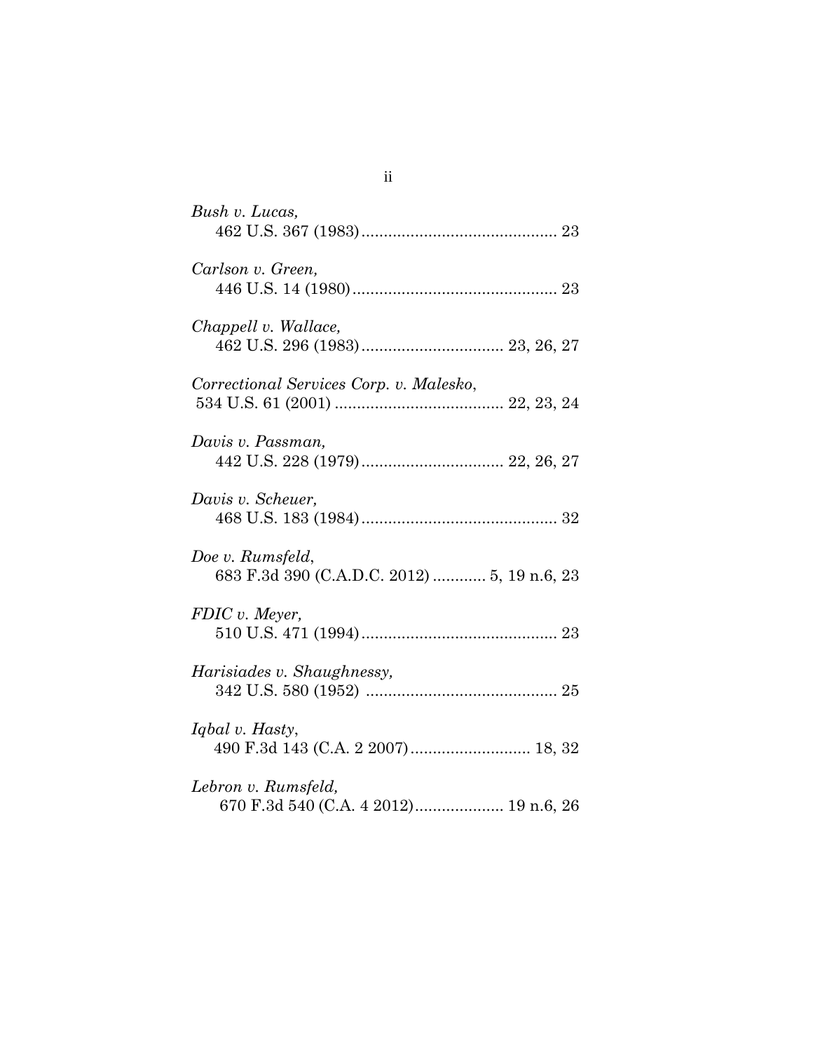*Bush v. Lucas*,
462 U.S. 367 (1983) ............................................ 23

*Carlson v. Green*,
446 U.S. 14 (1980) .............................................. 23

*Chappell v. Wallace*,
462 U.S. 296 (1983) ................................ 23, 26, 27

*Correctional Services Corp. v. Malesko*,
534 U.S. 61 (2001) ...................................... 22, 23, 24

*Davis v. Passman*,
442 U.S. 228 (1979) ................................ 22, 26, 27

*Davis v. Scheuer*,
468 U.S. 183 (1984) ............................................ 32

*Doe v. Rumsfeld*,
683 F.3d 390 (C.A.D.C. 2012) ............ 5, 19 n.6, 23

*FDIC v. Meyer*,
510 U.S. 471 (1994) ............................................ 23

*Harisiades v. Shaughnessy*,
342 U.S. 580 (1952) ........................................... 25

*Iqbal v. Hasty*,
490 F.3d 143 (C.A. 2 2007) ........................... 18, 32

*Lebron v. Rumsfeld*,
670 F.3d 540 (C.A. 4 2012) .................... 19 n.6, 26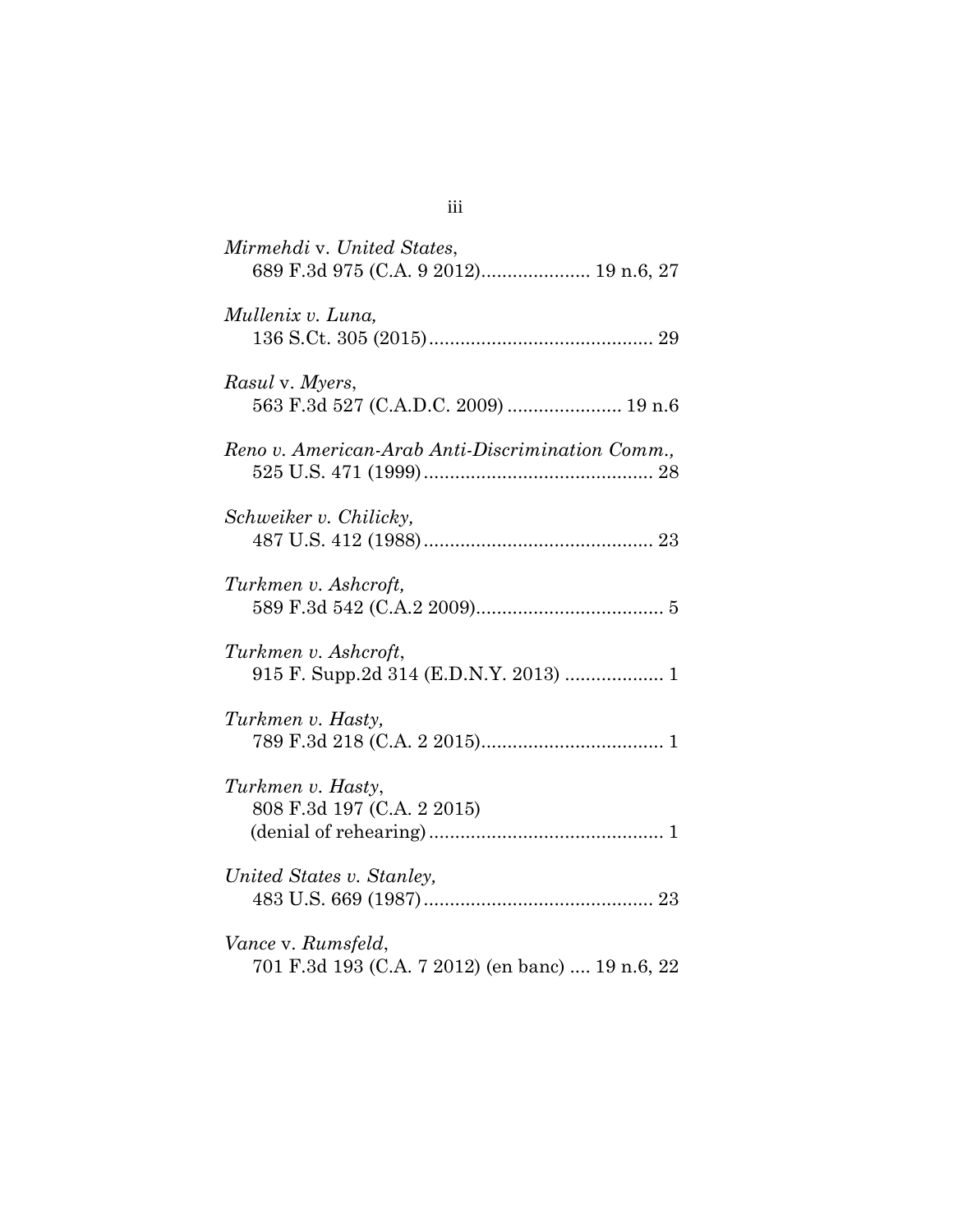*Mirmehdi* v. *United States*,
689 F.3d 975 (C.A. 9 2012)..................... 19 n.6, 27

*Mullenix v. Luna,*
136 S.Ct. 305 (2015)........................................... 29

*Rasul* v. *Myers*,
563 F.3d 527 (C.A.D.C. 2009) ...................... 19 n.6

*Reno v. American-Arab Anti-Discrimination Comm.,*
525 U.S. 471 (1999)............................................ 28

*Schweiker v. Chilicky,*
487 U.S. 412 (1988)............................................ 23

*Turkmen v. Ashcroft,*
589 F.3d 542 (C.A.2 2009).................................... 5

*Turkmen v. Ashcroft*,
915 F. Supp.2d 314 (E.D.N.Y. 2013) ................... 1

*Turkmen v. Hasty,*
789 F.3d 218 (C.A. 2 2015)................................... 1

*Turkmen v. Hasty*,
808 F.3d 197 (C.A. 2 2015)
(denial of rehearing)............................................. 1

*United States v. Stanley,*
483 U.S. 669 (1987)............................................ 23

*Vance* v. *Rumsfeld*,
701 F.3d 193 (C.A. 7 2012) (en banc) .... 19 n.6, 22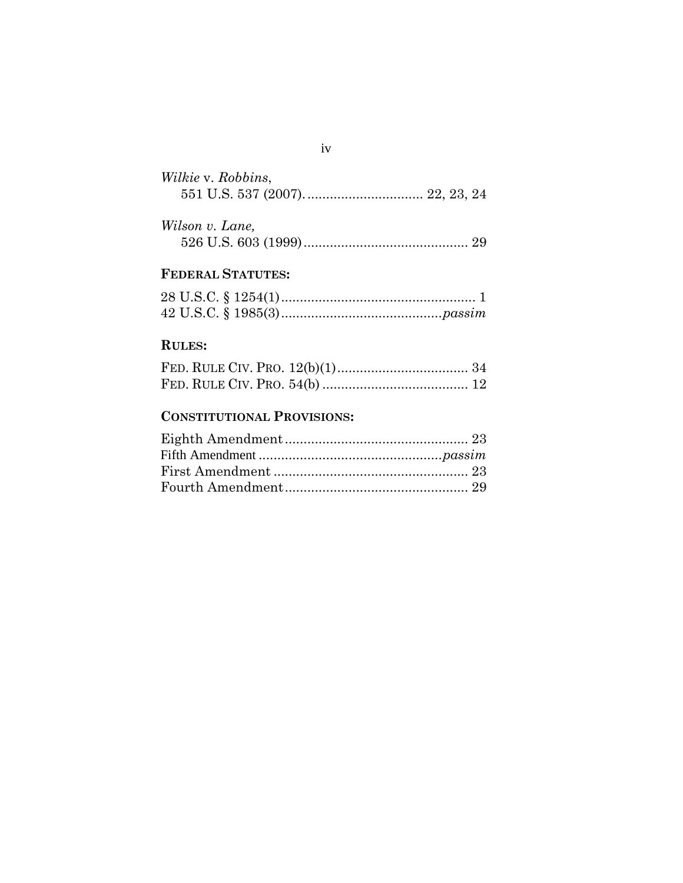*Wilkie* v. *Robbins*,
551 U.S. 537 (2007). ............................... 22, 23, 24

*Wilson v. Lane,*
526 U.S. 603 (1999) ............................................ 29

**FEDERAL STATUTES:**

28 U.S.C. § 1254(1) .................................................... 1
42 U.S.C. § 1985(3) ..........................................*passim*

**RULES:**

FED. RULE CIV. PRO. 12(b)(1) ................................... 34
FED. RULE CIV. PRO. 54(b) ....................................... 12

**CONSTITUTIONAL PROVISIONS:**

Eighth Amendment ................................................. 23
Fifth Amendment .................................................*passim*
First Amendment .................................................... 23
Fourth Amendment ................................................. 29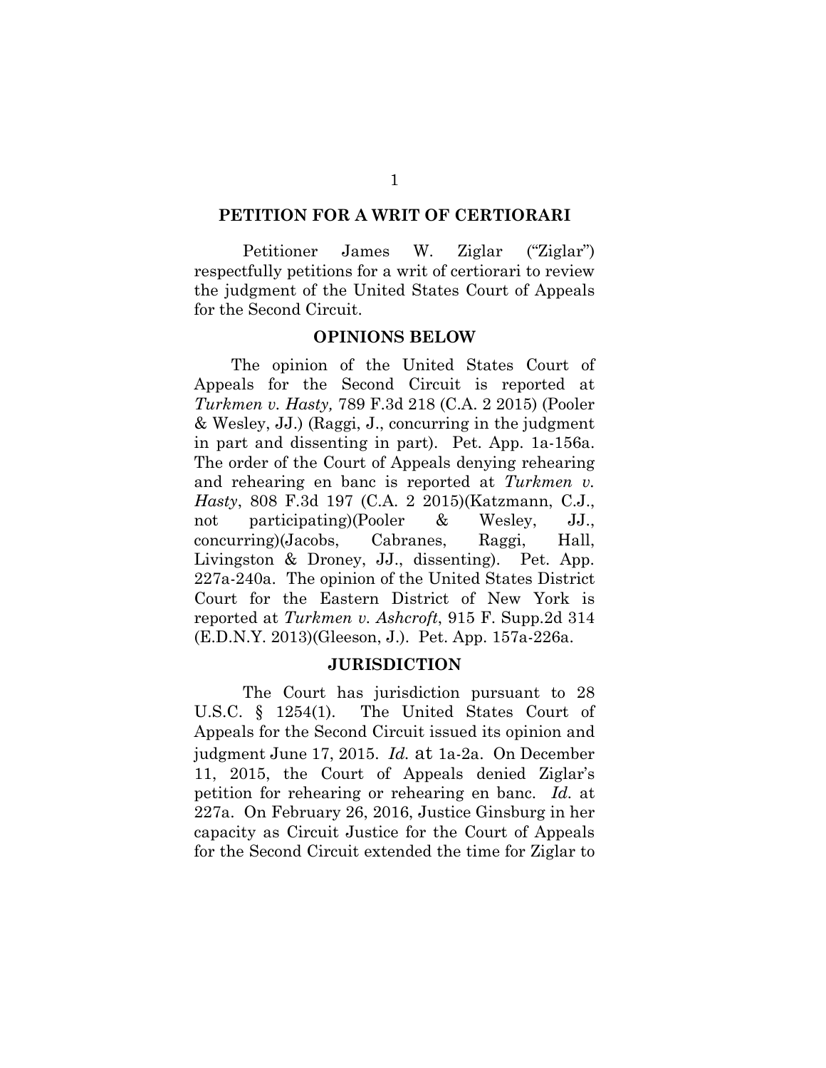## PETITION FOR A WRIT OF CERTIORARI

Petitioner James W. Ziglar ("Ziglar") respectfully petitions for a writ of certiorari to review the judgment of the United States Court of Appeals for the Second Circuit.

## OPINIONS BELOW

The opinion of the United States Court of Appeals for the Second Circuit is reported at *Turkmen v. Hasty,* 789 F.3d 218 (C.A. 2 2015) (Pooler & Wesley, JJ.) (Raggi, J., concurring in the judgment in part and dissenting in part). Pet. App. 1a-156a. The order of the Court of Appeals denying rehearing and rehearing en banc is reported at *Turkmen v. Hasty*, 808 F.3d 197 (C.A. 2 2015)(Katzmann, C.J., not participating)(Pooler & Wesley, JJ., concurring)(Jacobs, Cabranes, Raggi, Hall, Livingston & Droney, JJ., dissenting). Pet. App. 227a-240a. The opinion of the United States District Court for the Eastern District of New York is reported at *Turkmen v. Ashcroft*, 915 F. Supp.2d 314 (E.D.N.Y. 2013)(Gleeson, J.). Pet. App. 157a-226a.

## JURISDICTION

The Court has jurisdiction pursuant to 28 U.S.C. § 1254(1). The United States Court of Appeals for the Second Circuit issued its opinion and judgment June 17, 2015. *Id.* at 1a-2a. On December 11, 2015, the Court of Appeals denied Ziglar's petition for rehearing or rehearing en banc. *Id.* at 227a. On February 26, 2016, Justice Ginsburg in her capacity as Circuit Justice for the Court of Appeals for the Second Circuit extended the time for Ziglar to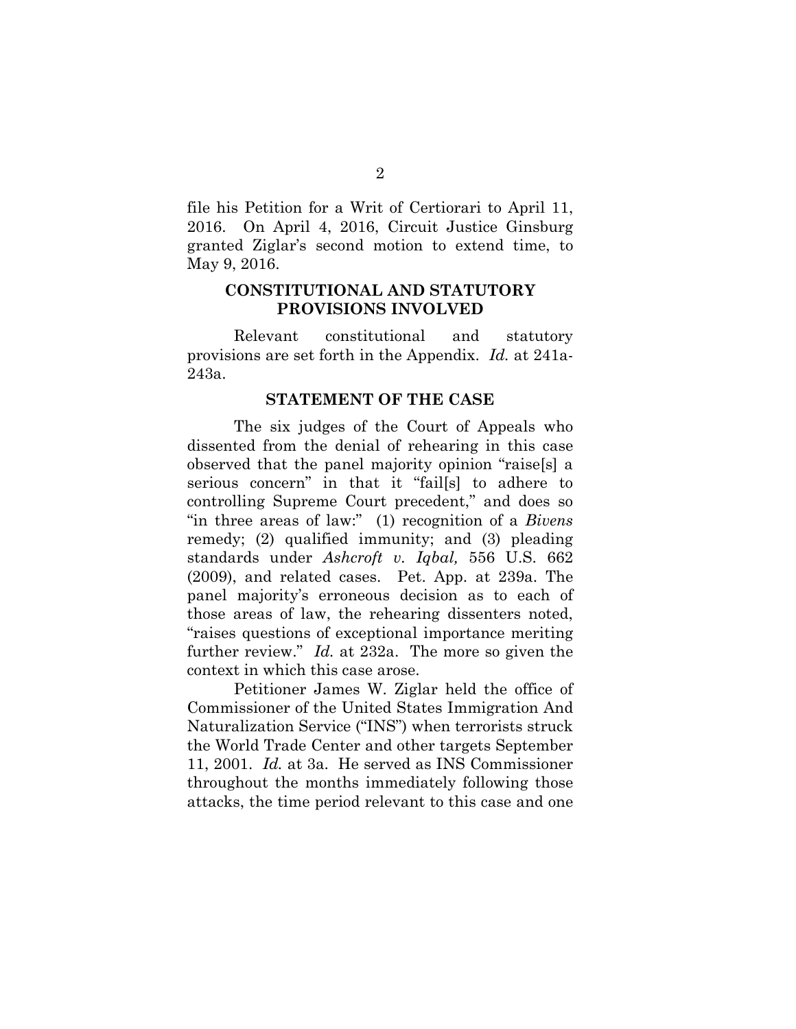file his Petition for a Writ of Certiorari to April 11, 2016. On April 4, 2016, Circuit Justice Ginsburg granted Ziglar's second motion to extend time, to May 9, 2016.

## CONSTITUTIONAL AND STATUTORY PROVISIONS INVOLVED

Relevant constitutional and statutory provisions are set forth in the Appendix. *Id.* at 241a-243a.

## STATEMENT OF THE CASE

The six judges of the Court of Appeals who dissented from the denial of rehearing in this case observed that the panel majority opinion "raise[s] a serious concern" in that it "fail[s] to adhere to controlling Supreme Court precedent," and does so "in three areas of law:" (1) recognition of a *Bivens* remedy; (2) qualified immunity; and (3) pleading standards under *Ashcroft v. Iqbal,* 556 U.S. 662 (2009), and related cases. Pet. App. at 239a. The panel majority's erroneous decision as to each of those areas of law, the rehearing dissenters noted, "raises questions of exceptional importance meriting further review." *Id.* at 232a. The more so given the context in which this case arose.

Petitioner James W. Ziglar held the office of Commissioner of the United States Immigration And Naturalization Service ("INS") when terrorists struck the World Trade Center and other targets September 11, 2001. *Id.* at 3a. He served as INS Commissioner throughout the months immediately following those attacks, the time period relevant to this case and one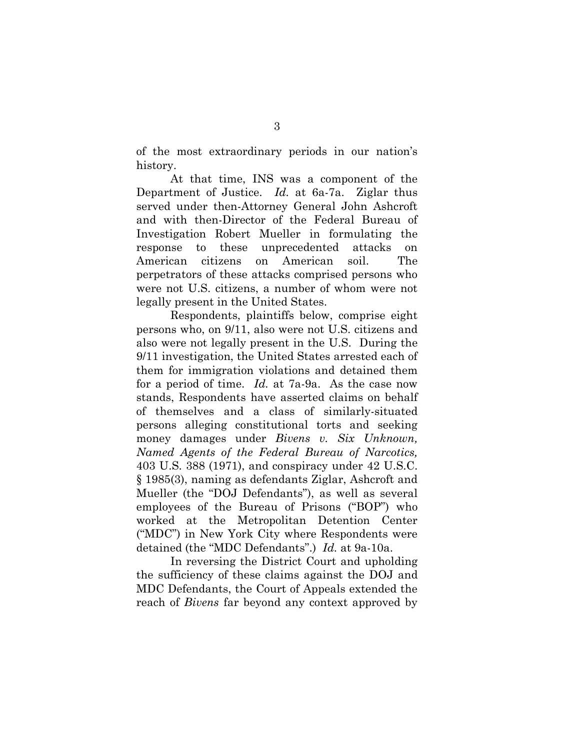of the most extraordinary periods in our nation's history.

At that time, INS was a component of the Department of Justice. *Id.* at 6a-7a. Ziglar thus served under then-Attorney General John Ashcroft and with then-Director of the Federal Bureau of Investigation Robert Mueller in formulating the response to these unprecedented attacks on American citizens on American soil. The perpetrators of these attacks comprised persons who were not U.S. citizens, a number of whom were not legally present in the United States.

Respondents, plaintiffs below, comprise eight persons who, on 9/11, also were not U.S. citizens and also were not legally present in the U.S. During the 9/11 investigation, the United States arrested each of them for immigration violations and detained them for a period of time. *Id.* at 7a-9a. As the case now stands, Respondents have asserted claims on behalf of themselves and a class of similarly-situated persons alleging constitutional torts and seeking money damages under *Bivens v. Six Unknown, Named Agents of the Federal Bureau of Narcotics,* 403 U.S. 388 (1971), and conspiracy under 42 U.S.C. § 1985(3), naming as defendants Ziglar, Ashcroft and Mueller (the "DOJ Defendants"), as well as several employees of the Bureau of Prisons ("BOP") who worked at the Metropolitan Detention Center ("MDC") in New York City where Respondents were detained (the "MDC Defendants".) *Id.* at 9a-10a.

In reversing the District Court and upholding the sufficiency of these claims against the DOJ and MDC Defendants, the Court of Appeals extended the reach of *Bivens* far beyond any context approved by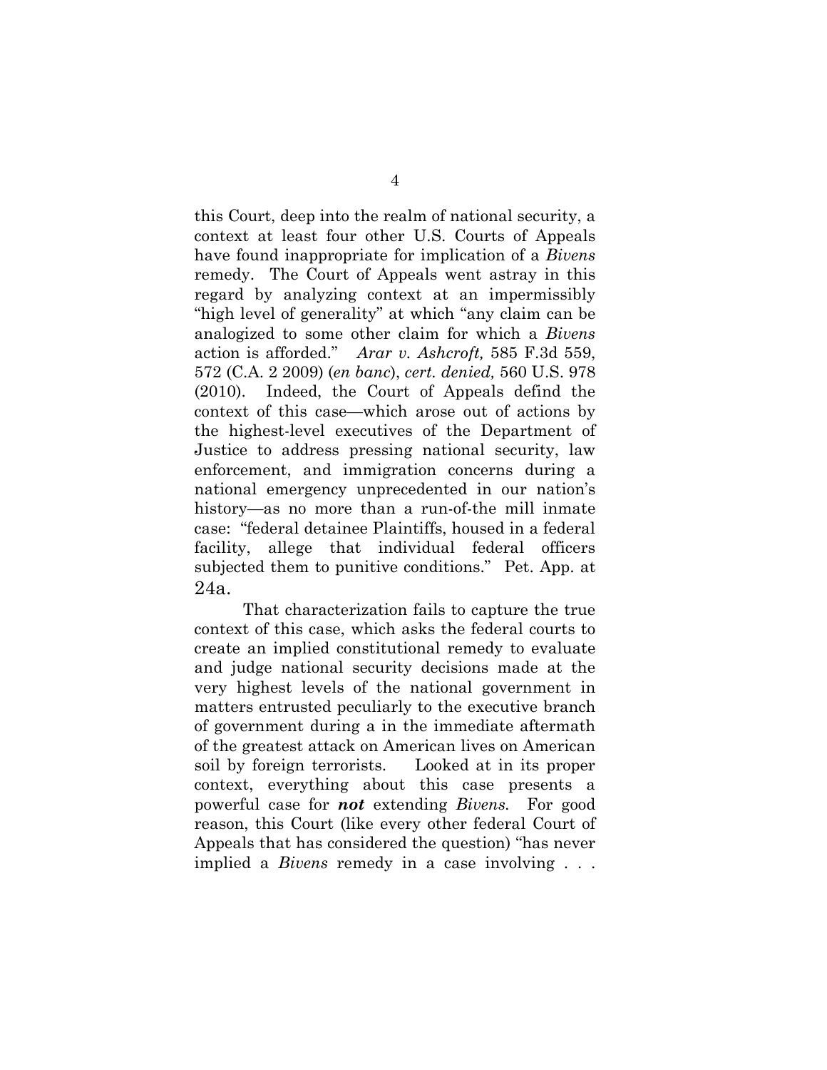this Court, deep into the realm of national security, a context at least four other U.S. Courts of Appeals have found inappropriate for implication of a *Bivens* remedy. The Court of Appeals went astray in this regard by analyzing context at an impermissibly "high level of generality" at which "any claim can be analogized to some other claim for which a *Bivens* action is afforded." *Arar v. Ashcroft,* 585 F.3d 559, 572 (C.A. 2 2009) (*en banc*), *cert. denied,* 560 U.S. 978 (2010). Indeed, the Court of Appeals defind the context of this case—which arose out of actions by the highest-level executives of the Department of Justice to address pressing national security, law enforcement, and immigration concerns during a national emergency unprecedented in our nation's history—as no more than a run-of-the mill inmate case: "federal detainee Plaintiffs, housed in a federal facility, allege that individual federal officers subjected them to punitive conditions." Pet. App. at 24a.

That characterization fails to capture the true context of this case, which asks the federal courts to create an implied constitutional remedy to evaluate and judge national security decisions made at the very highest levels of the national government in matters entrusted peculiarly to the executive branch of government during a in the immediate aftermath of the greatest attack on American lives on American soil by foreign terrorists. Looked at in its proper context, everything about this case presents a powerful case for ***not*** extending *Bivens.* For good reason, this Court (like every other federal Court of Appeals that has considered the question) "has never implied a *Bivens* remedy in a case involving . . .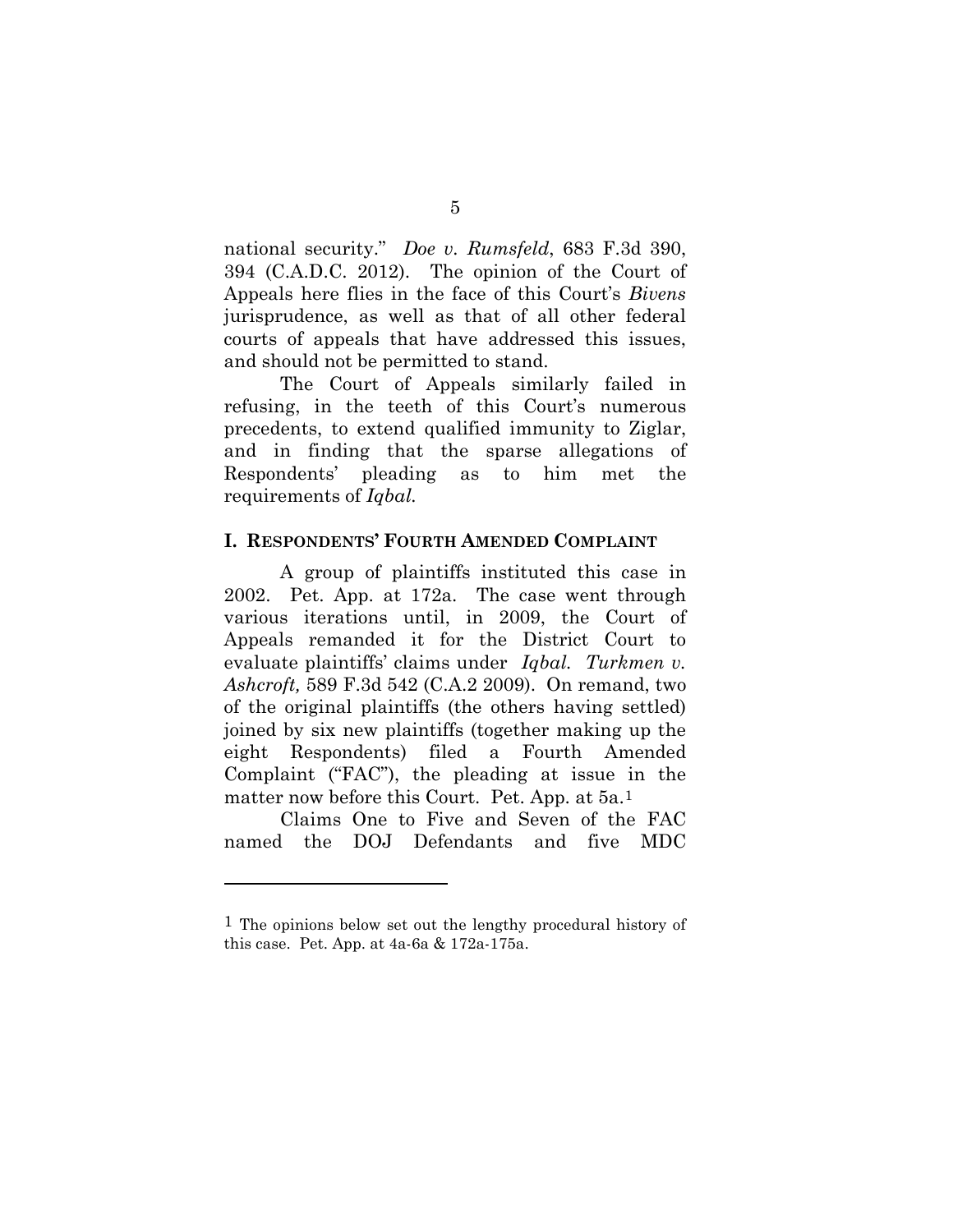national security." *Doe v. Rumsfeld*, 683 F.3d 390, 394 (C.A.D.C. 2012). The opinion of the Court of Appeals here flies in the face of this Court's *Bivens* jurisprudence, as well as that of all other federal courts of appeals that have addressed this issues, and should not be permitted to stand.

The Court of Appeals similarly failed in refusing, in the teeth of this Court's numerous precedents, to extend qualified immunity to Ziglar, and in finding that the sparse allegations of Respondents' pleading as to him met the requirements of *Iqbal.*

## I. RESPONDENTS' FOURTH AMENDED COMPLAINT

A group of plaintiffs instituted this case in 2002. Pet. App. at 172a. The case went through various iterations until, in 2009, the Court of Appeals remanded it for the District Court to evaluate plaintiffs' claims under *Iqbal. Turkmen v. Ashcroft,* 589 F.3d 542 (C.A.2 2009). On remand, two of the original plaintiffs (the others having settled) joined by six new plaintiffs (together making up the eight Respondents) filed a Fourth Amended Complaint ("FAC"), the pleading at issue in the matter now before this Court. Pet. App. at 5a.[1]

Claims One to Five and Seven of the FAC named the DOJ Defendants and five MDC

---

[1] The opinions below set out the lengthy procedural history of this case. Pet. App. at 4a-6a & 172a-175a.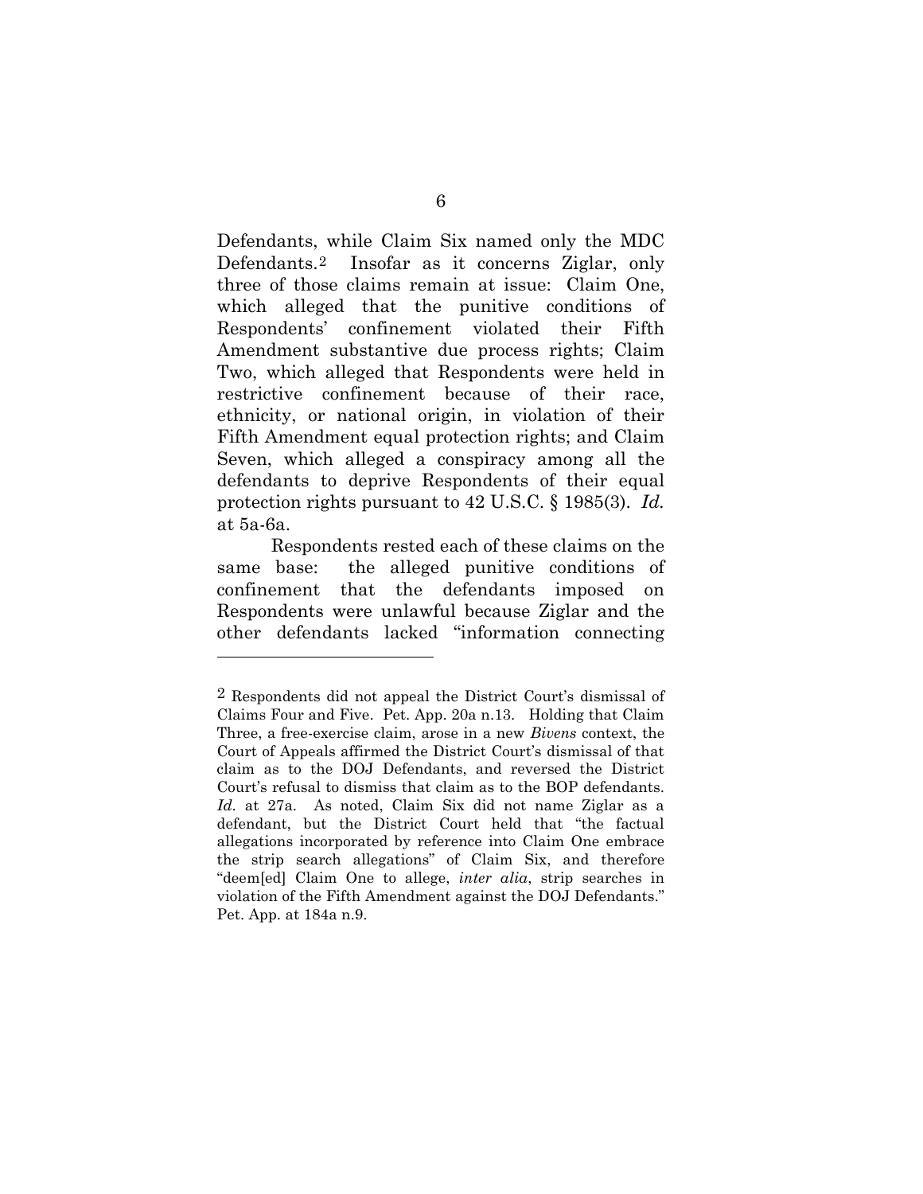Defendants, while Claim Six named only the MDC Defendants.[2] Insofar as it concerns Ziglar, only three of those claims remain at issue: Claim One, which alleged that the punitive conditions of Respondents' confinement violated their Fifth Amendment substantive due process rights; Claim Two, which alleged that Respondents were held in restrictive confinement because of their race, ethnicity, or national origin, in violation of their Fifth Amendment equal protection rights; and Claim Seven, which alleged a conspiracy among all the defendants to deprive Respondents of their equal protection rights pursuant to 42 U.S.C. § 1985(3). *Id.* at 5a-6a.

Respondents rested each of these claims on the same base: the alleged punitive conditions of confinement that the defendants imposed on Respondents were unlawful because Ziglar and the other defendants lacked "information connecting

---

[2] Respondents did not appeal the District Court's dismissal of Claims Four and Five. Pet. App. 20a n.13. Holding that Claim Three, a free-exercise claim, arose in a new *Bivens* context, the Court of Appeals affirmed the District Court's dismissal of that claim as to the DOJ Defendants, and reversed the District Court's refusal to dismiss that claim as to the BOP defendants. *Id.* at 27a. As noted, Claim Six did not name Ziglar as a defendant, but the District Court held that "the factual allegations incorporated by reference into Claim One embrace the strip search allegations" of Claim Six, and therefore "deem[ed] Claim One to allege, *inter alia*, strip searches in violation of the Fifth Amendment against the DOJ Defendants." Pet. App. at 184a n.9.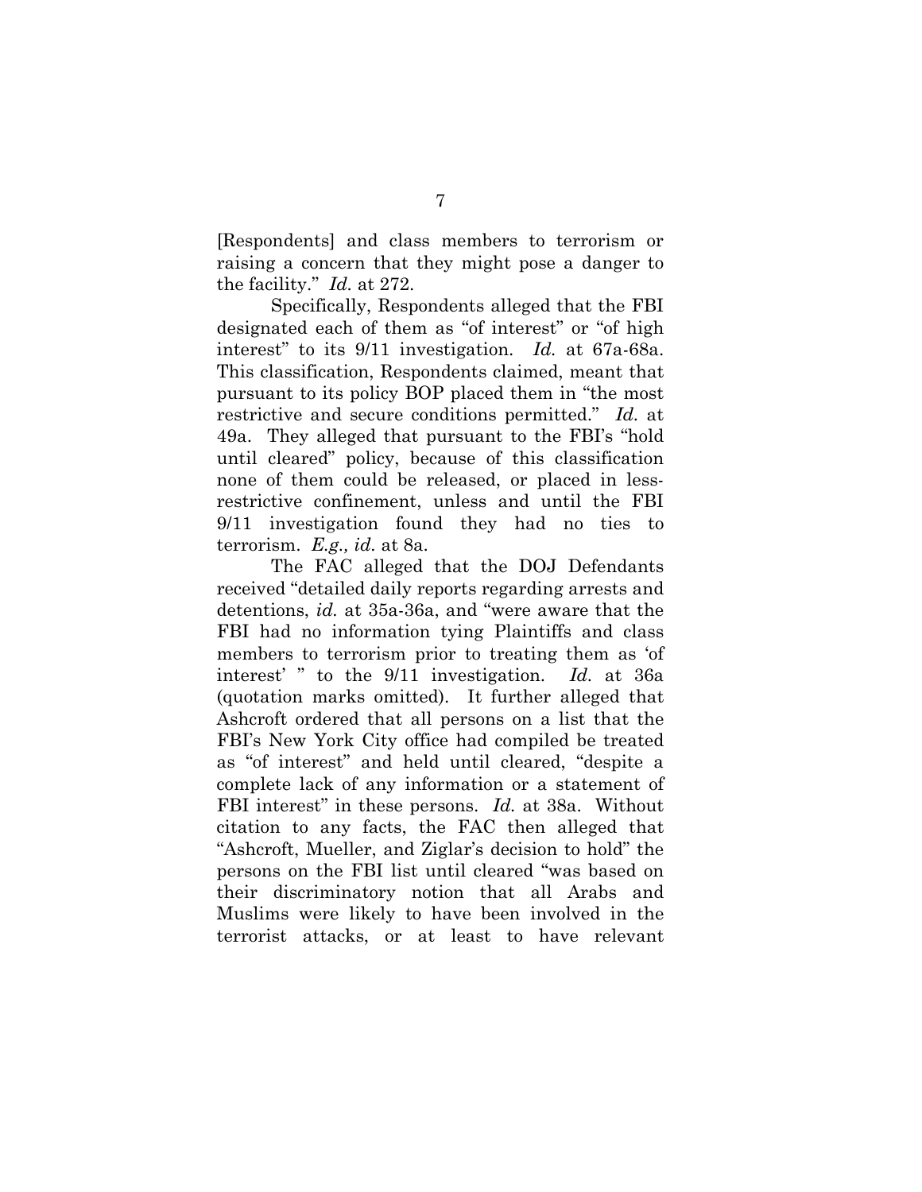[Respondents] and class members to terrorism or raising a concern that they might pose a danger to the facility." *Id.* at 272.

Specifically, Respondents alleged that the FBI designated each of them as "of interest" or "of high interest" to its 9/11 investigation. *Id.* at 67a-68a. This classification, Respondents claimed, meant that pursuant to its policy BOP placed them in "the most restrictive and secure conditions permitted." *Id.* at 49a. They alleged that pursuant to the FBI's "hold until cleared" policy, because of this classification none of them could be released, or placed in less-restrictive confinement, unless and until the FBI 9/11 investigation found they had no ties to terrorism. *E.g., id.* at 8a.

The FAC alleged that the DOJ Defendants received "detailed daily reports regarding arrests and detentions, *id.* at 35a-36a, and "were aware that the FBI had no information tying Plaintiffs and class members to terrorism prior to treating them as 'of interest' " to the 9/11 investigation. *Id.* at 36a (quotation marks omitted). It further alleged that Ashcroft ordered that all persons on a list that the FBI's New York City office had compiled be treated as "of interest" and held until cleared, "despite a complete lack of any information or a statement of FBI interest" in these persons. *Id.* at 38a. Without citation to any facts, the FAC then alleged that "Ashcroft, Mueller, and Ziglar's decision to hold" the persons on the FBI list until cleared "was based on their discriminatory notion that all Arabs and Muslims were likely to have been involved in the terrorist attacks, or at least to have relevant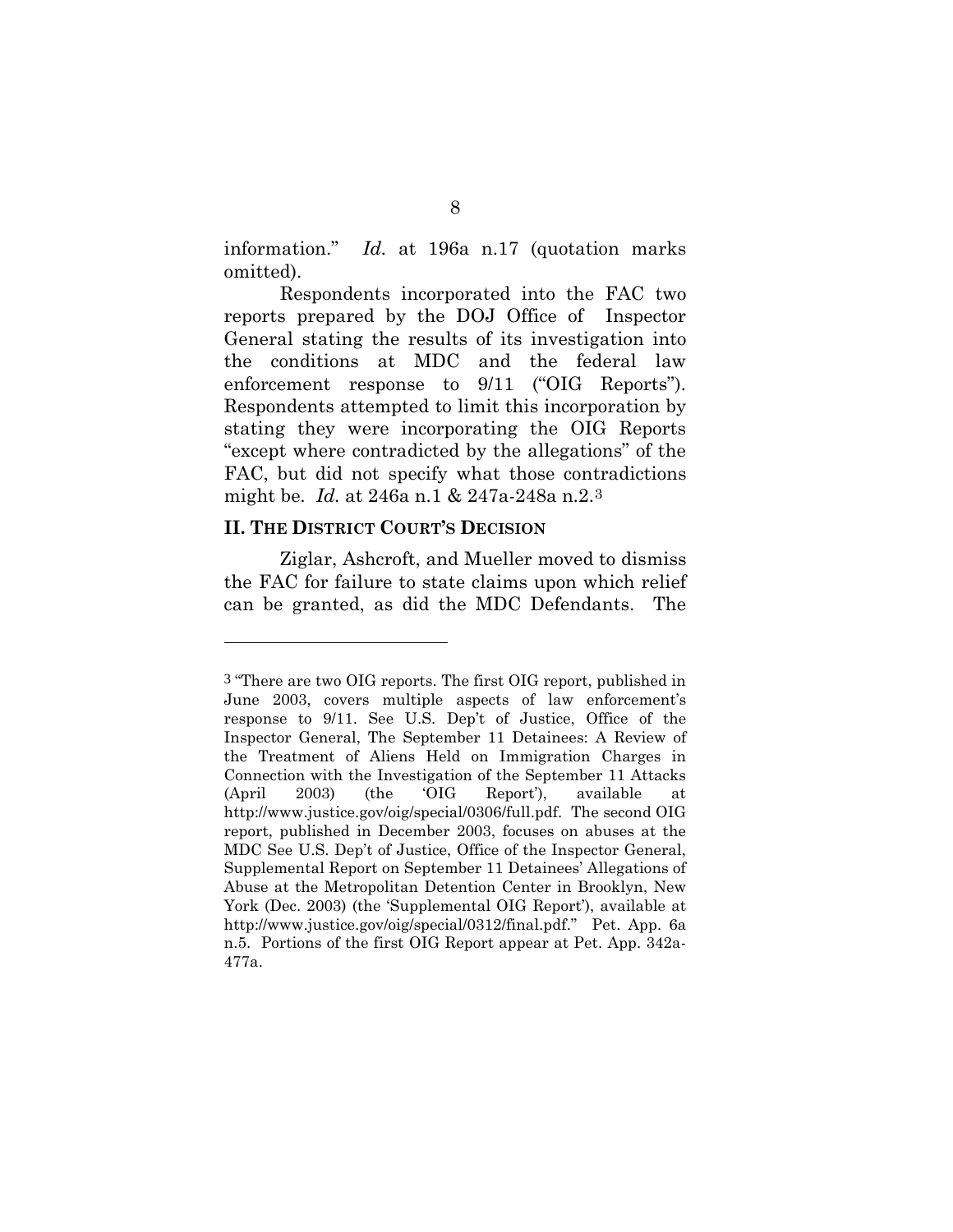information." *Id.* at 196a n.17 (quotation marks omitted).

Respondents incorporated into the FAC two reports prepared by the DOJ Office of Inspector General stating the results of its investigation into the conditions at MDC and the federal law enforcement response to 9/11 ("OIG Reports"). Respondents attempted to limit this incorporation by stating they were incorporating the OIG Reports "except where contradicted by the allegations" of the FAC, but did not specify what those contradictions might be. *Id.* at 246a n.1 & 247a-248a n.2.[3]

## II. THE DISTRICT COURT'S DECISION

Ziglar, Ashcroft, and Mueller moved to dismiss the FAC for failure to state claims upon which relief can be granted, as did the MDC Defendants. The

---

[3] "There are two OIG reports. The first OIG report, published in June 2003, covers multiple aspects of law enforcement's response to 9/11. See U.S. Dep't of Justice, Office of the Inspector General, The September 11 Detainees: A Review of the Treatment of Aliens Held on Immigration Charges in Connection with the Investigation of the September 11 Attacks (April 2003) (the 'OIG Report'), available at http://www.justice.gov/oig/special/0306/full.pdf. The second OIG report, published in December 2003, focuses on abuses at the MDC See U.S. Dep't of Justice, Office of the Inspector General, Supplemental Report on September 11 Detainees' Allegations of Abuse at the Metropolitan Detention Center in Brooklyn, New York (Dec. 2003) (the 'Supplemental OIG Report'), available at http://www.justice.gov/oig/special/0312/final.pdf." Pet. App. 6a n.5. Portions of the first OIG Report appear at Pet. App. 342a-477a.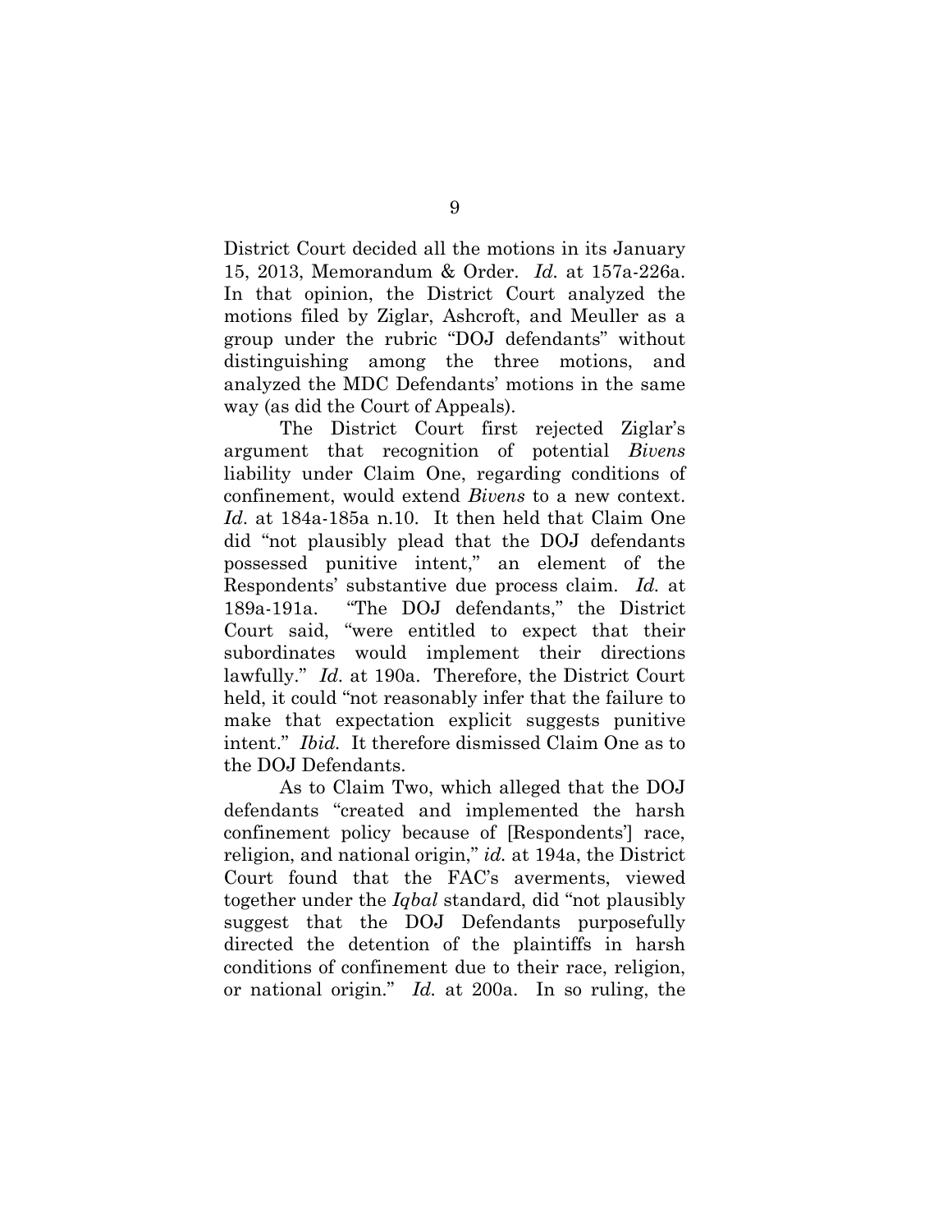District Court decided all the motions in its January 15, 2013, Memorandum & Order. *Id.* at 157a-226a. In that opinion, the District Court analyzed the motions filed by Ziglar, Ashcroft, and Meuller as a group under the rubric "DOJ defendants" without distinguishing among the three motions, and analyzed the MDC Defendants' motions in the same way (as did the Court of Appeals).

The District Court first rejected Ziglar's argument that recognition of potential *Bivens* liability under Claim One, regarding conditions of confinement, would extend *Bivens* to a new context. *Id.* at 184a-185a n.10. It then held that Claim One did "not plausibly plead that the DOJ defendants possessed punitive intent," an element of the Respondents' substantive due process claim. *Id.* at 189a-191a. "The DOJ defendants," the District Court said, "were entitled to expect that their subordinates would implement their directions lawfully." *Id.* at 190a. Therefore, the District Court held, it could "not reasonably infer that the failure to make that expectation explicit suggests punitive intent." *Ibid.* It therefore dismissed Claim One as to the DOJ Defendants.

As to Claim Two, which alleged that the DOJ defendants "created and implemented the harsh confinement policy because of [Respondents'] race, religion, and national origin," *id.* at 194a, the District Court found that the FAC's averments, viewed together under the *Iqbal* standard, did "not plausibly suggest that the DOJ Defendants purposefully directed the detention of the plaintiffs in harsh conditions of confinement due to their race, religion, or national origin." *Id.* at 200a. In so ruling, the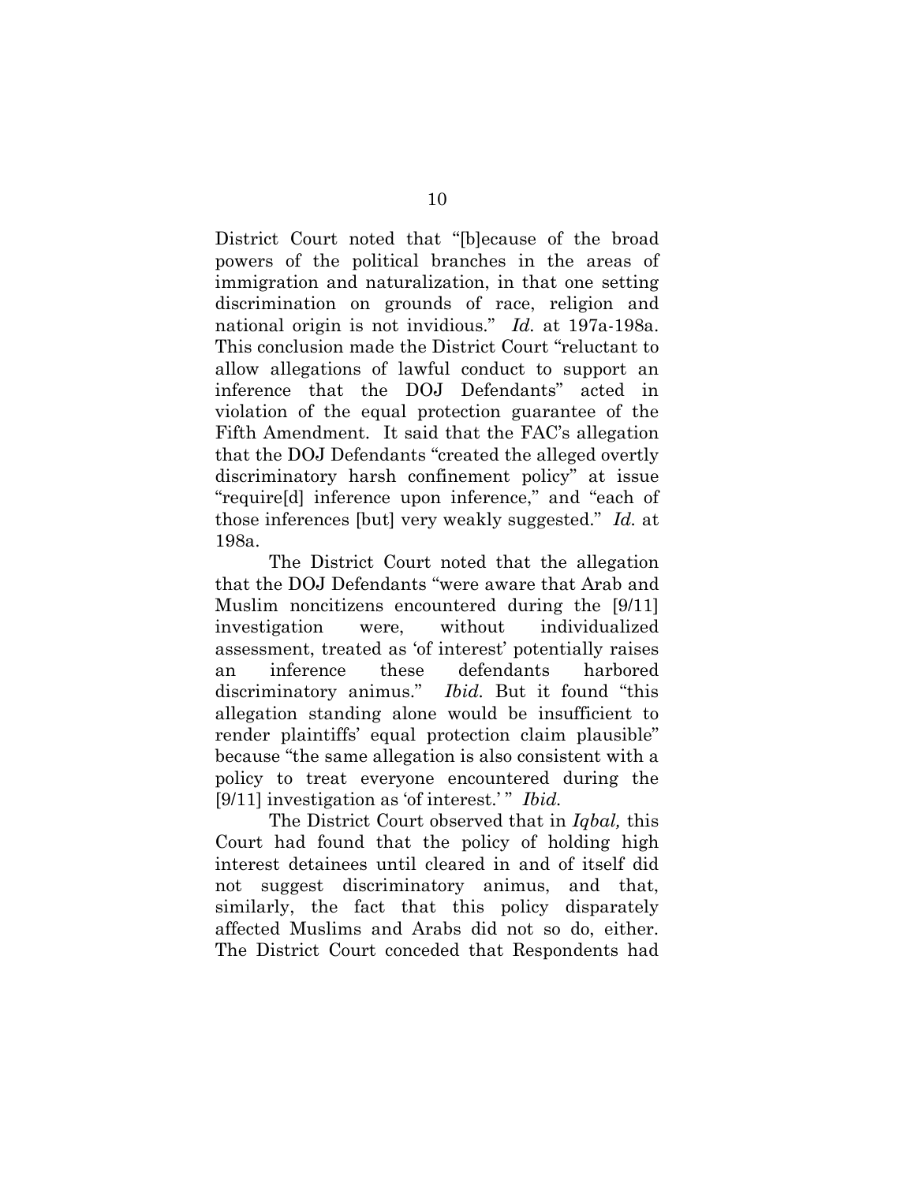District Court noted that "[b]ecause of the broad powers of the political branches in the areas of immigration and naturalization, in that one setting discrimination on grounds of race, religion and national origin is not invidious." *Id.* at 197a-198a. This conclusion made the District Court "reluctant to allow allegations of lawful conduct to support an inference that the DOJ Defendants" acted in violation of the equal protection guarantee of the Fifth Amendment. It said that the FAC's allegation that the DOJ Defendants "created the alleged overtly discriminatory harsh confinement policy" at issue "require[d] inference upon inference," and "each of those inferences [but] very weakly suggested." *Id.* at 198a.

The District Court noted that the allegation that the DOJ Defendants "were aware that Arab and Muslim noncitizens encountered during the [9/11] investigation were, without individualized assessment, treated as 'of interest' potentially raises an inference these defendants harbored discriminatory animus." *Ibid.* But it found "this allegation standing alone would be insufficient to render plaintiffs' equal protection claim plausible" because "the same allegation is also consistent with a policy to treat everyone encountered during the [9/11] investigation as 'of interest.' " *Ibid.*

The District Court observed that in *Iqbal,* this Court had found that the policy of holding high interest detainees until cleared in and of itself did not suggest discriminatory animus, and that, similarly, the fact that this policy disparately affected Muslims and Arabs did not so do, either. The District Court conceded that Respondents had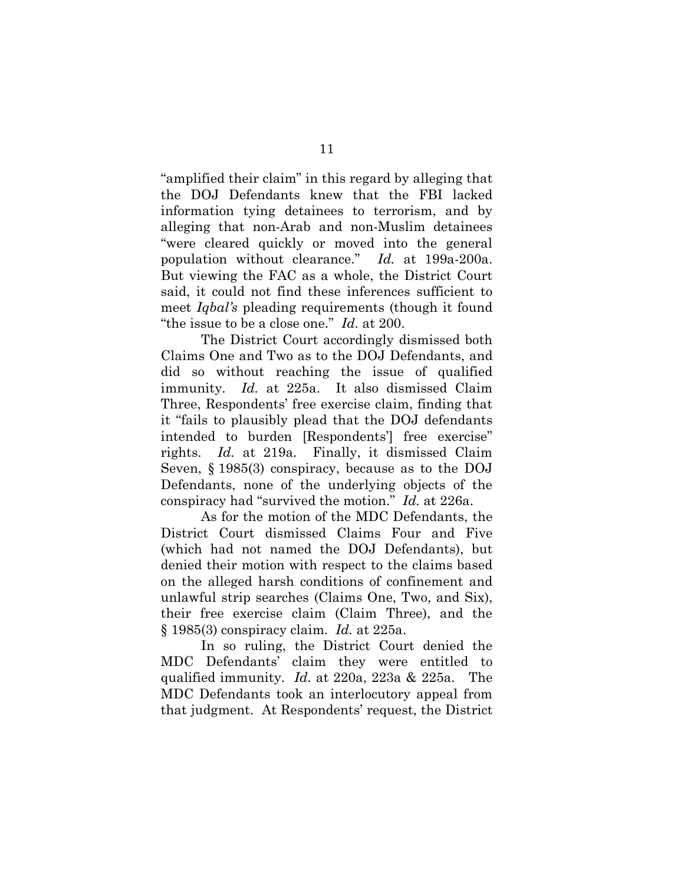"amplified their claim" in this regard by alleging that the DOJ Defendants knew that the FBI lacked information tying detainees to terrorism, and by alleging that non-Arab and non-Muslim detainees "were cleared quickly or moved into the general population without clearance." *Id.* at 199a-200a. But viewing the FAC as a whole, the District Court said, it could not find these inferences sufficient to meet *Iqbal's* pleading requirements (though it found "the issue to be a close one." *Id.* at 200.

The District Court accordingly dismissed both Claims One and Two as to the DOJ Defendants, and did so without reaching the issue of qualified immunity. *Id.* at 225a. It also dismissed Claim Three, Respondents' free exercise claim, finding that it "fails to plausibly plead that the DOJ defendants intended to burden [Respondents'] free exercise" rights. *Id.* at 219a. Finally, it dismissed Claim Seven, § 1985(3) conspiracy, because as to the DOJ Defendants, none of the underlying objects of the conspiracy had "survived the motion." *Id.* at 226a.

As for the motion of the MDC Defendants, the District Court dismissed Claims Four and Five (which had not named the DOJ Defendants), but denied their motion with respect to the claims based on the alleged harsh conditions of confinement and unlawful strip searches (Claims One, Two, and Six), their free exercise claim (Claim Three), and the § 1985(3) conspiracy claim. *Id.* at 225a.

In so ruling, the District Court denied the MDC Defendants' claim they were entitled to qualified immunity. *Id.* at 220a, 223a & 225a. The MDC Defendants took an interlocutory appeal from that judgment. At Respondents' request, the District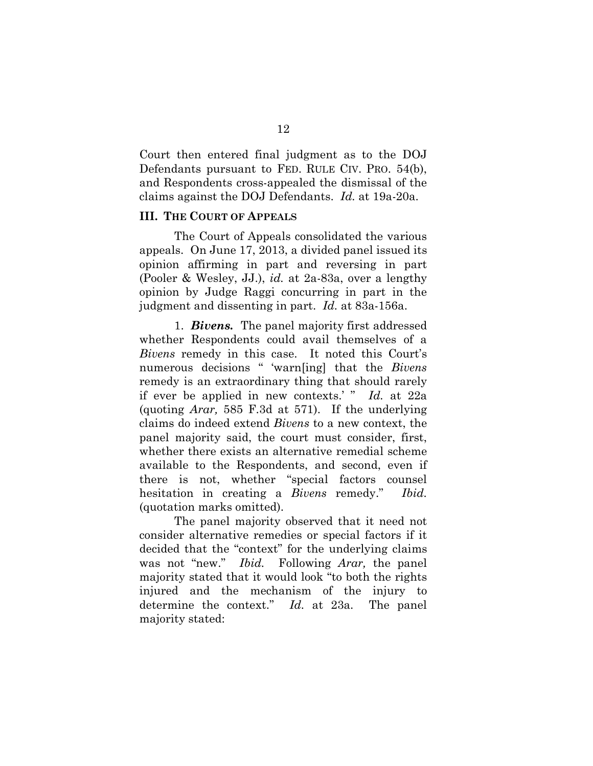Court then entered final judgment as to the DOJ Defendants pursuant to FED. RULE CIV. PRO. 54(b), and Respondents cross-appealed the dismissal of the claims against the DOJ Defendants. *Id.* at 19a-20a.

### III. THE COURT OF APPEALS

The Court of Appeals consolidated the various appeals. On June 17, 2013, a divided panel issued its opinion affirming in part and reversing in part (Pooler & Wesley, JJ.), *id.* at 2a-83a, over a lengthy opinion by Judge Raggi concurring in part in the judgment and dissenting in part. *Id.* at 83a-156a.

1. ***Bivens.*** The panel majority first addressed whether Respondents could avail themselves of a *Bivens* remedy in this case. It noted this Court's numerous decisions " 'warn[ing] that the *Bivens* remedy is an extraordinary thing that should rarely if ever be applied in new contexts.' " *Id.* at 22a (quoting *Arar,* 585 F.3d at 571). If the underlying claims do indeed extend *Bivens* to a new context, the panel majority said, the court must consider, first, whether there exists an alternative remedial scheme available to the Respondents, and second, even if there is not, whether "special factors counsel hesitation in creating a *Bivens* remedy." *Ibid.* (quotation marks omitted).

The panel majority observed that it need not consider alternative remedies or special factors if it decided that the "context" for the underlying claims was not "new." *Ibid.* Following *Arar,* the panel majority stated that it would look "to both the rights injured and the mechanism of the injury to determine the context." *Id.* at 23a. The panel majority stated: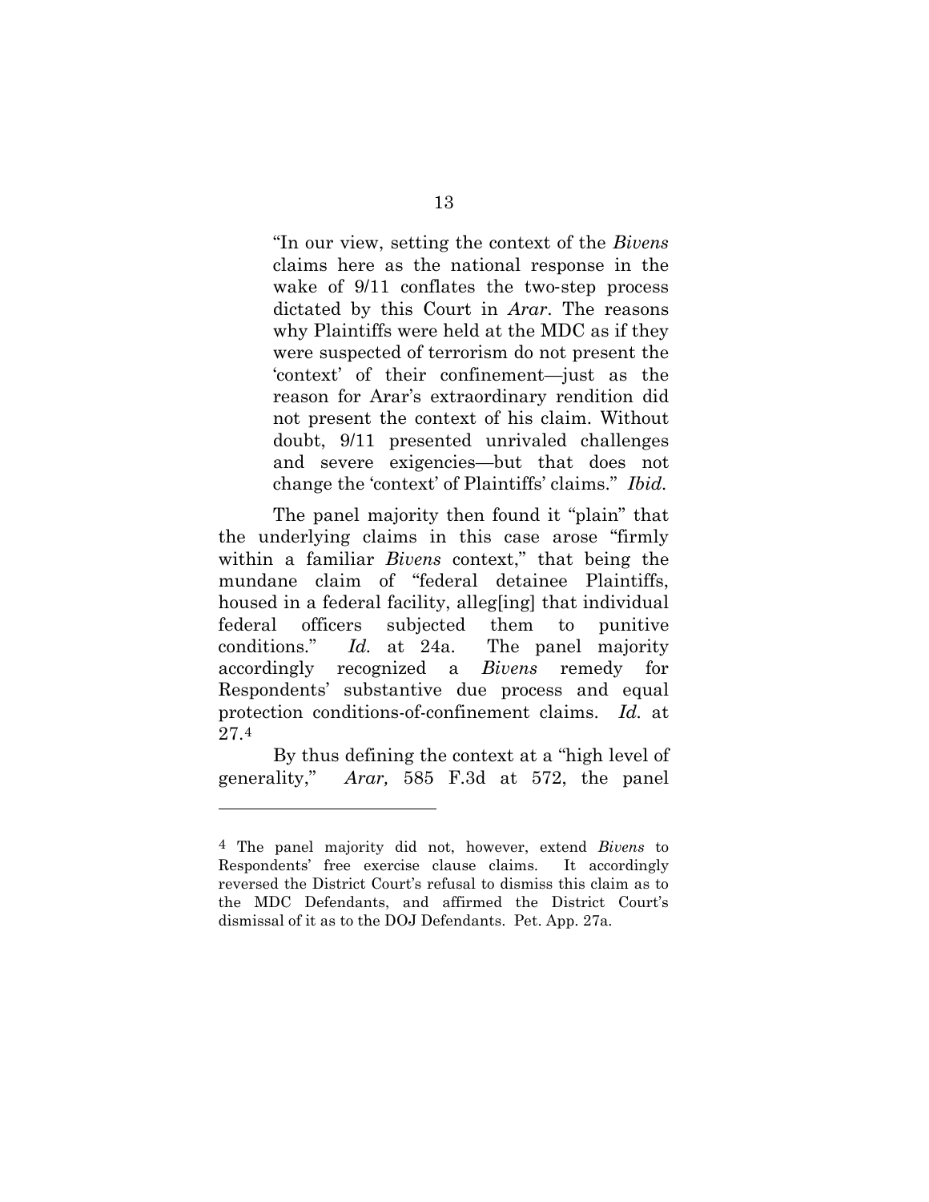> "In our view, setting the context of the *Bivens* claims here as the national response in the wake of 9/11 conflates the two-step process dictated by this Court in *Arar*. The reasons why Plaintiffs were held at the MDC as if they were suspected of terrorism do not present the 'context' of their confinement—just as the reason for Arar's extraordinary rendition did not present the context of his claim. Without doubt, 9/11 presented unrivaled challenges and severe exigencies—but that does not change the 'context' of Plaintiffs' claims." *Ibid.*

The panel majority then found it "plain" that the underlying claims in this case arose "firmly within a familiar *Bivens* context," that being the mundane claim of "federal detainee Plaintiffs, housed in a federal facility, alleg[ing] that individual federal officers subjected them to punitive conditions." *Id.* at 24a. The panel majority accordingly recognized a *Bivens* remedy for Respondents' substantive due process and equal protection conditions-of-confinement claims. *Id.* at 27.[4]

By thus defining the context at a "high level of generality," *Arar,* 585 F.3d at 572, the panel

---

[4] The panel majority did not, however, extend *Bivens* to Respondents' free exercise clause claims. It accordingly reversed the District Court's refusal to dismiss this claim as to the MDC Defendants, and affirmed the District Court's dismissal of it as to the DOJ Defendants. Pet. App. 27a.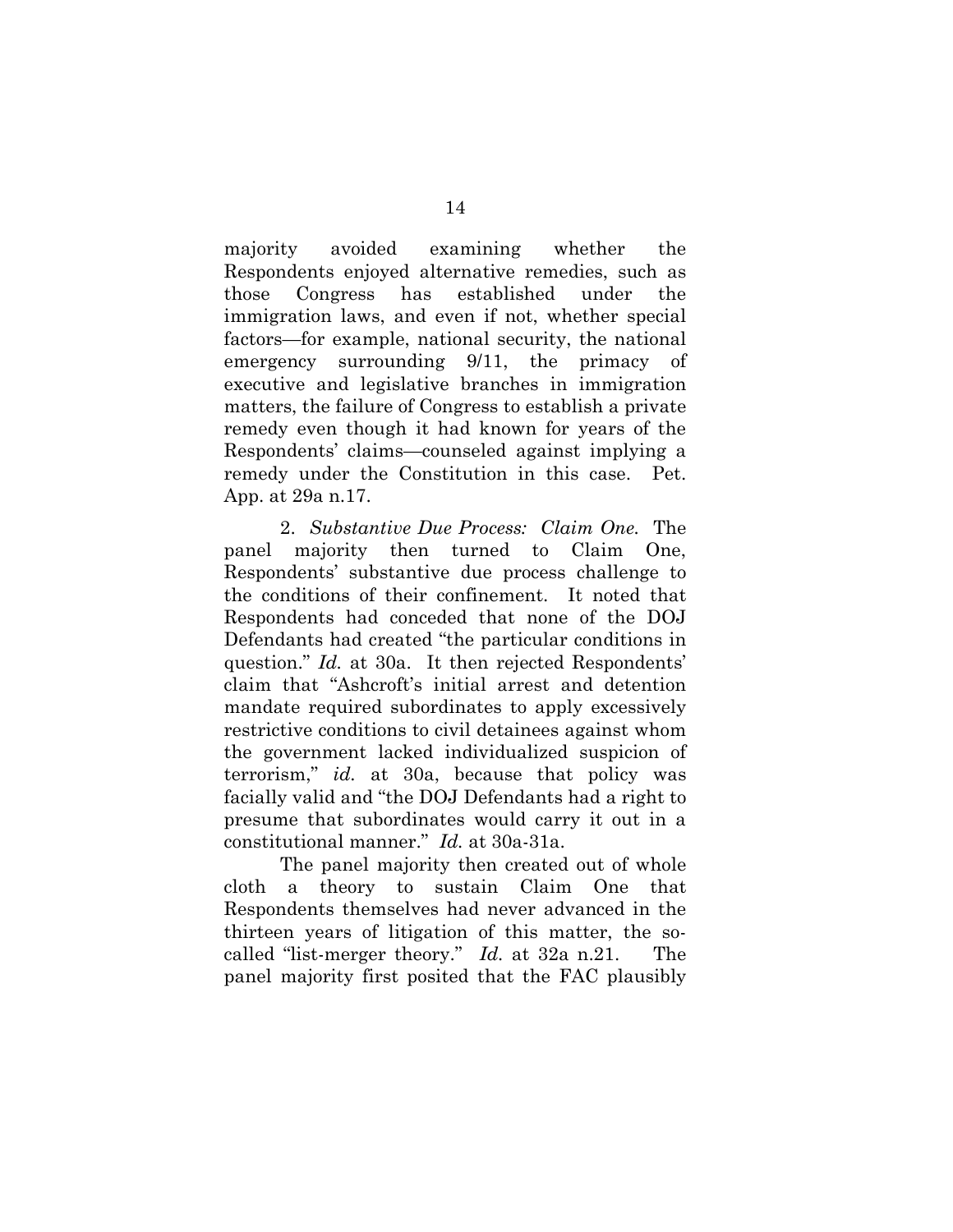majority avoided examining whether the Respondents enjoyed alternative remedies, such as those Congress has established under the immigration laws, and even if not, whether special factors—for example, national security, the national emergency surrounding 9/11, the primacy of executive and legislative branches in immigration matters, the failure of Congress to establish a private remedy even though it had known for years of the Respondents' claims—counseled against implying a remedy under the Constitution in this case. Pet. App. at 29a n.17.

2. *Substantive Due Process: Claim One.* The panel majority then turned to Claim One, Respondents' substantive due process challenge to the conditions of their confinement. It noted that Respondents had conceded that none of the DOJ Defendants had created "the particular conditions in question." *Id.* at 30a. It then rejected Respondents' claim that "Ashcroft's initial arrest and detention mandate required subordinates to apply excessively restrictive conditions to civil detainees against whom the government lacked individualized suspicion of terrorism," *id.* at 30a, because that policy was facially valid and "the DOJ Defendants had a right to presume that subordinates would carry it out in a constitutional manner." *Id.* at 30a-31a.

The panel majority then created out of whole cloth a theory to sustain Claim One that Respondents themselves had never advanced in the thirteen years of litigation of this matter, the so-called "list-merger theory." *Id.* at 32a n.21. The panel majority first posited that the FAC plausibly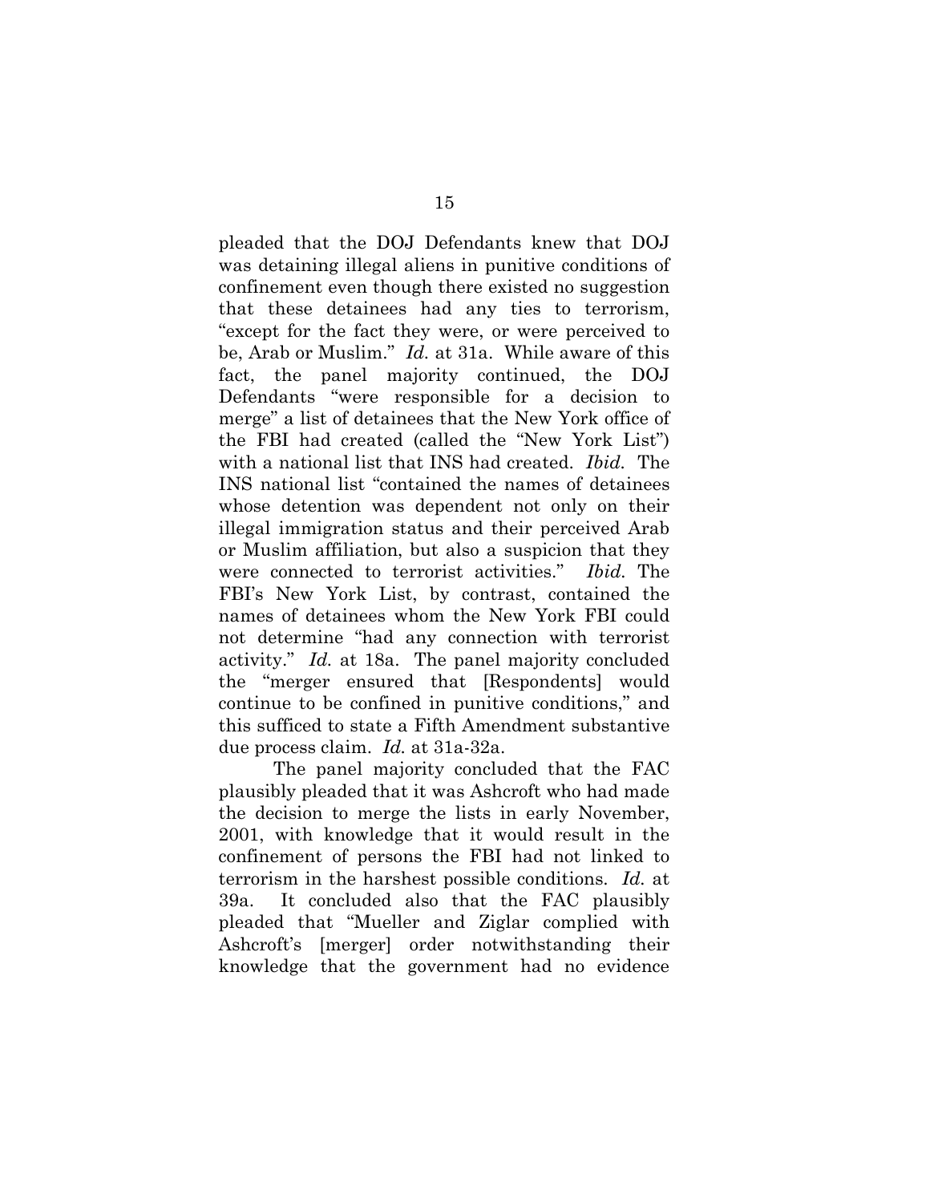pleaded that the DOJ Defendants knew that DOJ was detaining illegal aliens in punitive conditions of confinement even though there existed no suggestion that these detainees had any ties to terrorism, "except for the fact they were, or were perceived to be, Arab or Muslim." *Id.* at 31a. While aware of this fact, the panel majority continued, the DOJ Defendants "were responsible for a decision to merge" a list of detainees that the New York office of the FBI had created (called the "New York List") with a national list that INS had created. *Ibid.* The INS national list "contained the names of detainees whose detention was dependent not only on their illegal immigration status and their perceived Arab or Muslim affiliation, but also a suspicion that they were connected to terrorist activities." *Ibid.* The FBI's New York List, by contrast, contained the names of detainees whom the New York FBI could not determine "had any connection with terrorist activity." *Id.* at 18a. The panel majority concluded the "merger ensured that [Respondents] would continue to be confined in punitive conditions," and this sufficed to state a Fifth Amendment substantive due process claim. *Id.* at 31a-32a.

The panel majority concluded that the FAC plausibly pleaded that it was Ashcroft who had made the decision to merge the lists in early November, 2001, with knowledge that it would result in the confinement of persons the FBI had not linked to terrorism in the harshest possible conditions. *Id.* at 39a. It concluded also that the FAC plausibly pleaded that "Mueller and Ziglar complied with Ashcroft's [merger] order notwithstanding their knowledge that the government had no evidence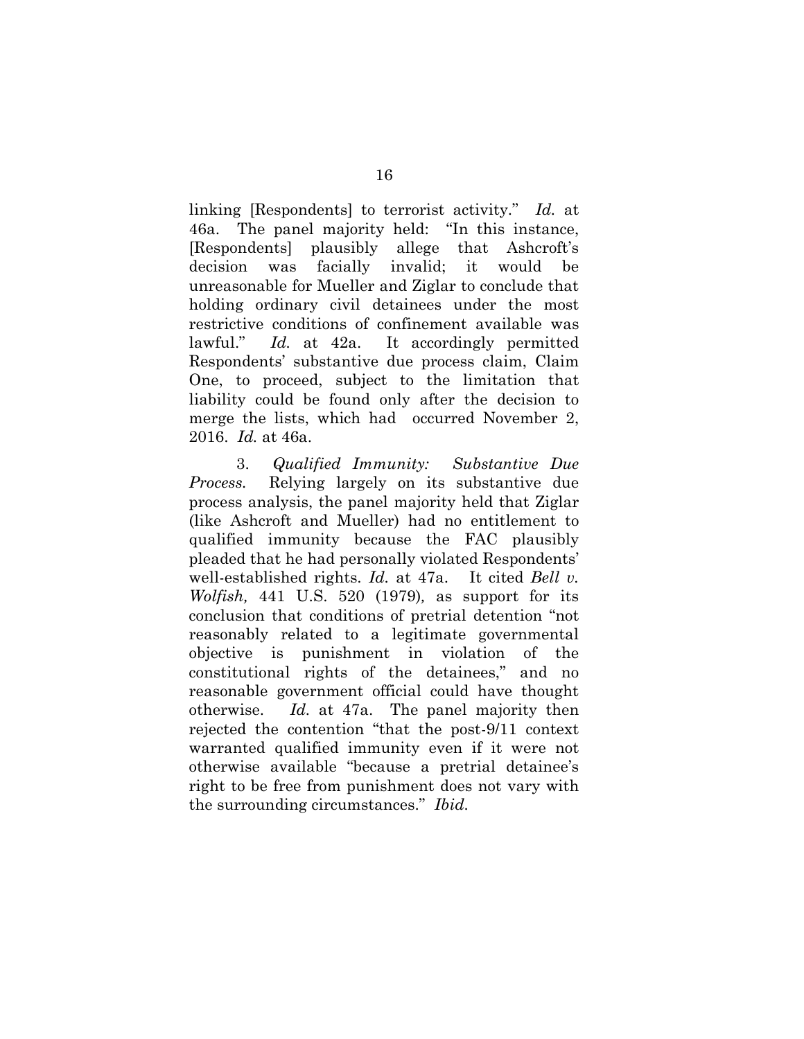linking [Respondents] to terrorist activity." *Id.* at 46a. The panel majority held: "In this instance, [Respondents] plausibly allege that Ashcroft's decision was facially invalid; it would be unreasonable for Mueller and Ziglar to conclude that holding ordinary civil detainees under the most restrictive conditions of confinement available was lawful." *Id.* at 42a. It accordingly permitted Respondents' substantive due process claim, Claim One, to proceed, subject to the limitation that liability could be found only after the decision to merge the lists, which had occurred November 2, 2016. *Id.* at 46a.

3. *Qualified Immunity: Substantive Due Process.* Relying largely on its substantive due process analysis, the panel majority held that Ziglar (like Ashcroft and Mueller) had no entitlement to qualified immunity because the FAC plausibly pleaded that he had personally violated Respondents' well-established rights. *Id.* at 47a. It cited *Bell v. Wolfish,* 441 U.S. 520 (1979)*,* as support for its conclusion that conditions of pretrial detention "not reasonably related to a legitimate governmental objective is punishment in violation of the constitutional rights of the detainees," and no reasonable government official could have thought otherwise. *Id.* at 47a. The panel majority then rejected the contention "that the post-9/11 context warranted qualified immunity even if it were not otherwise available "because a pretrial detainee's right to be free from punishment does not vary with the surrounding circumstances." *Ibid.*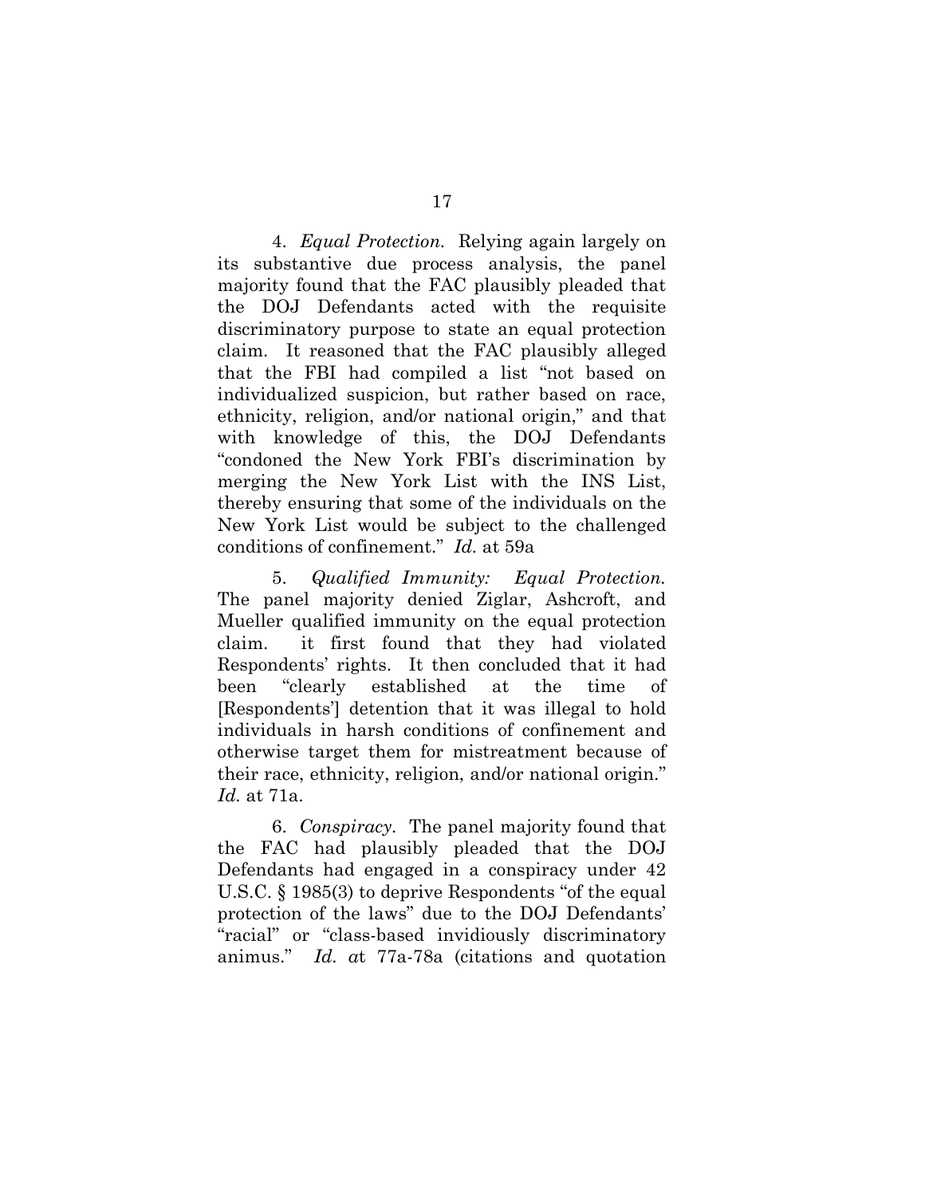4. *Equal Protection.* Relying again largely on its substantive due process analysis, the panel majority found that the FAC plausibly pleaded that the DOJ Defendants acted with the requisite discriminatory purpose to state an equal protection claim. It reasoned that the FAC plausibly alleged that the FBI had compiled a list "not based on individualized suspicion, but rather based on race, ethnicity, religion, and/or national origin," and that with knowledge of this, the DOJ Defendants "condoned the New York FBI's discrimination by merging the New York List with the INS List, thereby ensuring that some of the individuals on the New York List would be subject to the challenged conditions of confinement." *Id.* at 59a

5. *Qualified Immunity: Equal Protection.* The panel majority denied Ziglar, Ashcroft, and Mueller qualified immunity on the equal protection claim. it first found that they had violated Respondents' rights. It then concluded that it had been "clearly established at the time of [Respondents'] detention that it was illegal to hold individuals in harsh conditions of confinement and otherwise target them for mistreatment because of their race, ethnicity, religion, and/or national origin." *Id.* at 71a.

6. *Conspiracy.* The panel majority found that the FAC had plausibly pleaded that the DOJ Defendants had engaged in a conspiracy under 42 U.S.C. § 1985(3) to deprive Respondents "of the equal protection of the laws" due to the DOJ Defendants' "racial" or "class-based invidiously discriminatory animus." *Id. a*t 77a-78a (citations and quotation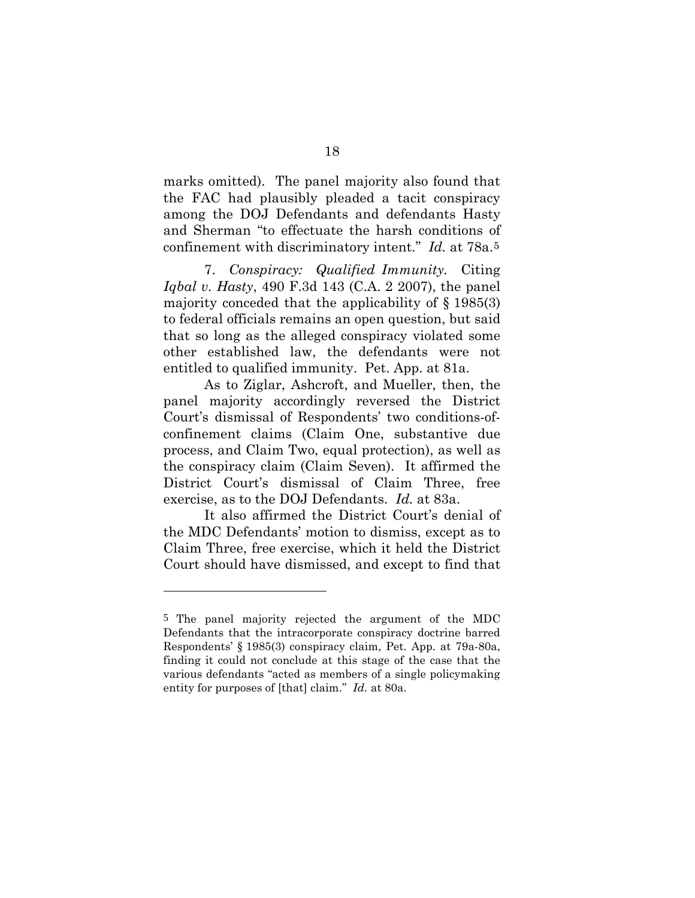marks omitted). The panel majority also found that the FAC had plausibly pleaded a tacit conspiracy among the DOJ Defendants and defendants Hasty and Sherman "to effectuate the harsh conditions of confinement with discriminatory intent." *Id.* at 78a.[5]

7. *Conspiracy: Qualified Immunity.* Citing *Iqbal v. Hasty*, 490 F.3d 143 (C.A. 2 2007), the panel majority conceded that the applicability of § 1985(3) to federal officials remains an open question, but said that so long as the alleged conspiracy violated some other established law, the defendants were not entitled to qualified immunity. Pet. App. at 81a.

As to Ziglar, Ashcroft, and Mueller, then, the panel majority accordingly reversed the District Court's dismissal of Respondents' two conditions-of-confinement claims (Claim One, substantive due process, and Claim Two, equal protection), as well as the conspiracy claim (Claim Seven). It affirmed the District Court's dismissal of Claim Three, free exercise, as to the DOJ Defendants. *Id.* at 83a.

It also affirmed the District Court's denial of the MDC Defendants' motion to dismiss, except as to Claim Three, free exercise, which it held the District Court should have dismissed, and except to find that

---

[5] The panel majority rejected the argument of the MDC Defendants that the intracorporate conspiracy doctrine barred Respondents' § 1985(3) conspiracy claim, Pet. App. at 79a-80a, finding it could not conclude at this stage of the case that the various defendants "acted as members of a single policymaking entity for purposes of [that] claim." *Id.* at 80a.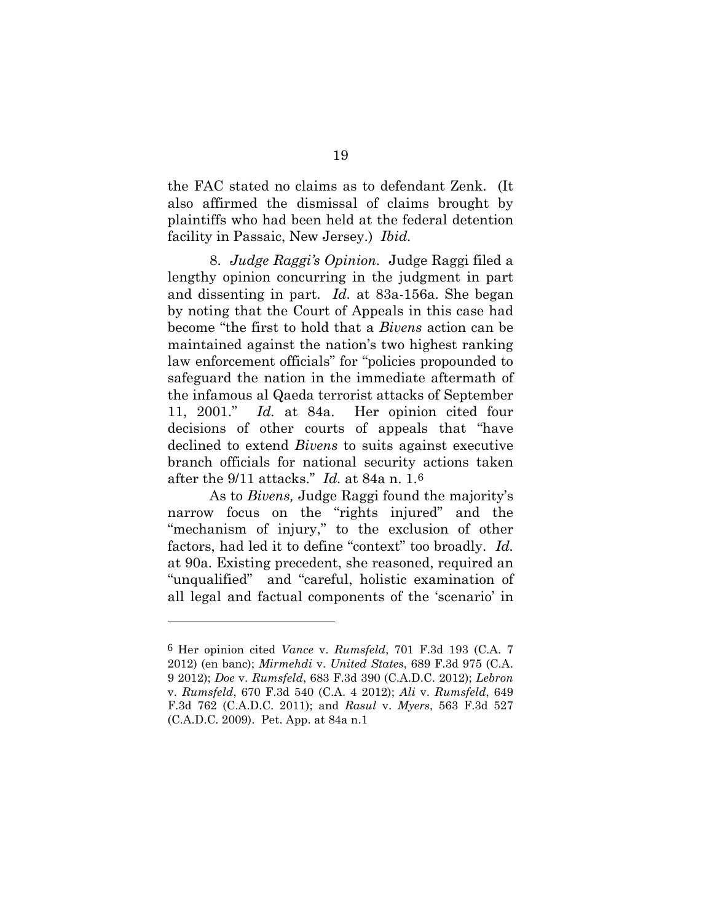the FAC stated no claims as to defendant Zenk. (It also affirmed the dismissal of claims brought by plaintiffs who had been held at the federal detention facility in Passaic, New Jersey.) *Ibid.*

8. *Judge Raggi's Opinion*. Judge Raggi filed a lengthy opinion concurring in the judgment in part and dissenting in part. *Id.* at 83a-156a. She began by noting that the Court of Appeals in this case had become "the first to hold that a *Bivens* action can be maintained against the nation's two highest ranking law enforcement officials" for "policies propounded to safeguard the nation in the immediate aftermath of the infamous al Qaeda terrorist attacks of September 11, 2001." *Id.* at 84a. Her opinion cited four decisions of other courts of appeals that "have declined to extend *Bivens* to suits against executive branch officials for national security actions taken after the 9/11 attacks." *Id.* at 84a n. 1.[6]

As to *Bivens,* Judge Raggi found the majority's narrow focus on the "rights injured" and the "mechanism of injury," to the exclusion of other factors, had led it to define "context" too broadly. *Id.* at 90a. Existing precedent, she reasoned, required an "unqualified" and "careful, holistic examination of all legal and factual components of the 'scenario' in

---

[6] Her opinion cited *Vance* v. *Rumsfeld*, 701 F.3d 193 (C.A. 7 2012) (en banc); *Mirmehdi* v. *United States*, 689 F.3d 975 (C.A. 9 2012); *Doe* v. *Rumsfeld*, 683 F.3d 390 (C.A.D.C. 2012); *Lebron* v. *Rumsfeld*, 670 F.3d 540 (C.A. 4 2012); *Ali* v. *Rumsfeld*, 649 F.3d 762 (C.A.D.C. 2011); and *Rasul* v. *Myers*, 563 F.3d 527 (C.A.D.C. 2009). Pet. App. at 84a n.1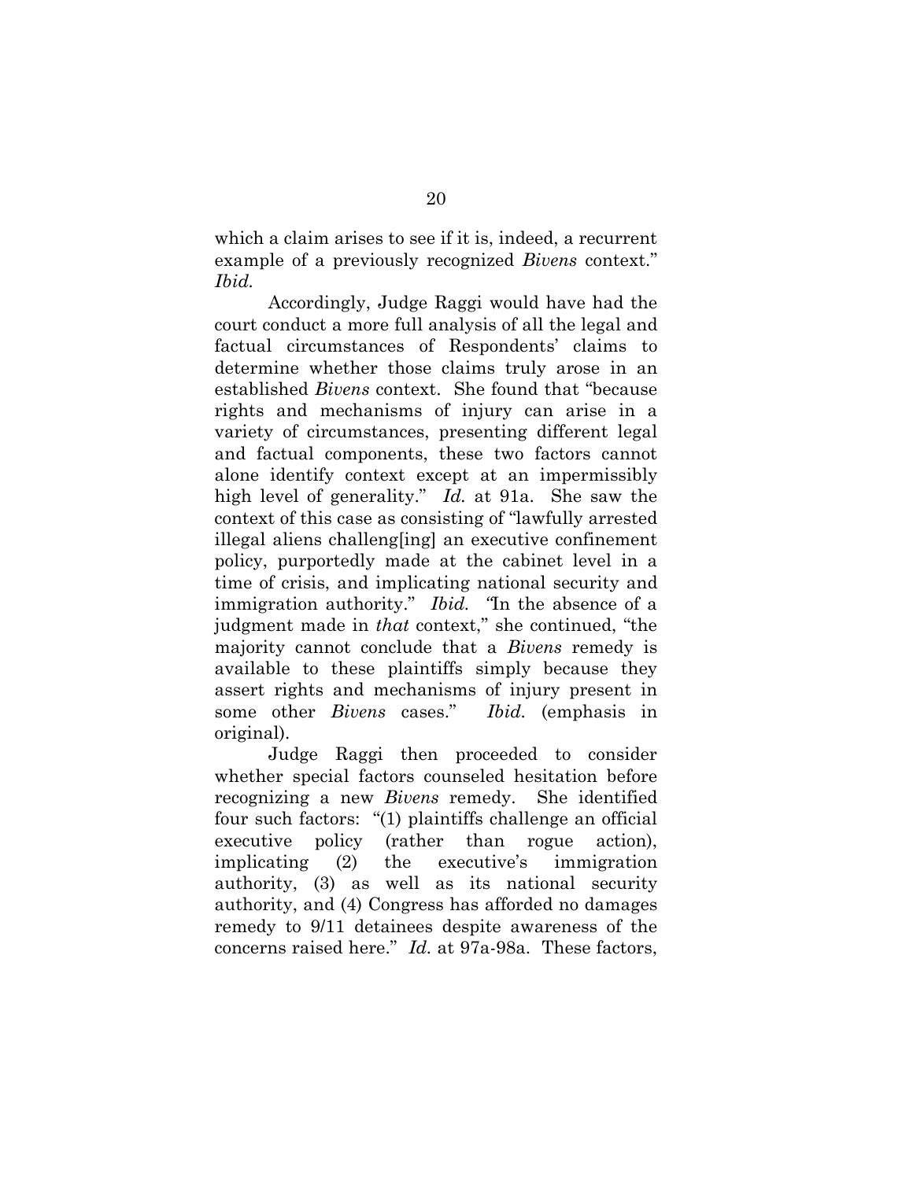which a claim arises to see if it is, indeed, a recurrent example of a previously recognized *Bivens* context." *Ibid.*

Accordingly, Judge Raggi would have had the court conduct a more full analysis of all the legal and factual circumstances of Respondents' claims to determine whether those claims truly arose in an established *Bivens* context. She found that "because rights and mechanisms of injury can arise in a variety of circumstances, presenting different legal and factual components, these two factors cannot alone identify context except at an impermissibly high level of generality." *Id.* at 91a. She saw the context of this case as consisting of "lawfully arrested illegal aliens challeng[ing] an executive confinement policy, purportedly made at the cabinet level in a time of crisis, and implicating national security and immigration authority." *Ibid.* "In the absence of a judgment made in *that* context," she continued, "the majority cannot conclude that a *Bivens* remedy is available to these plaintiffs simply because they assert rights and mechanisms of injury present in some other *Bivens* cases." *Ibid.* (emphasis in original).

Judge Raggi then proceeded to consider whether special factors counseled hesitation before recognizing a new *Bivens* remedy. She identified four such factors: "(1) plaintiffs challenge an official executive policy (rather than rogue action), implicating (2) the executive's immigration authority, (3) as well as its national security authority, and (4) Congress has afforded no damages remedy to 9/11 detainees despite awareness of the concerns raised here." *Id.* at 97a-98a. These factors,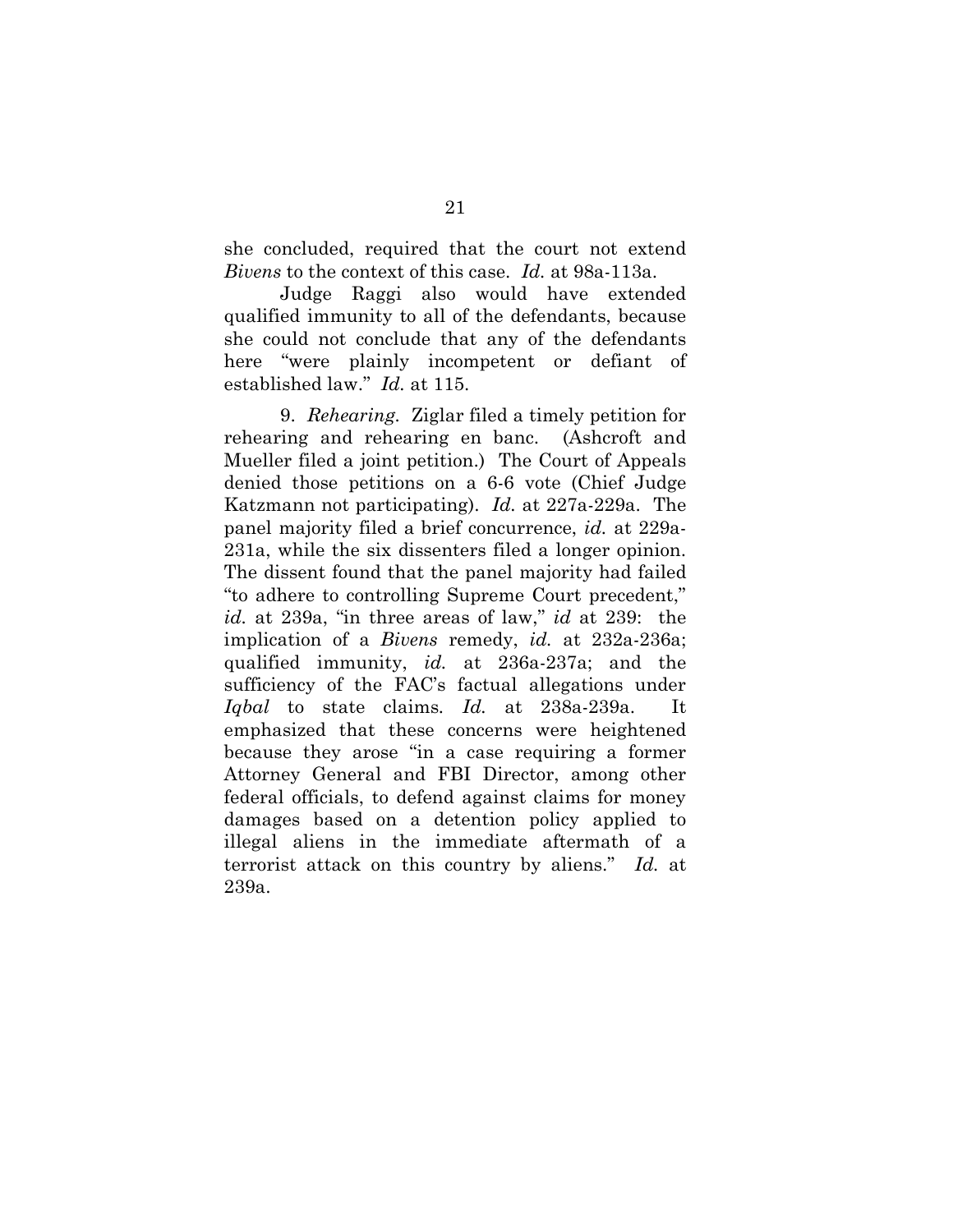she concluded, required that the court not extend *Bivens* to the context of this case. *Id.* at 98a-113a.

Judge Raggi also would have extended qualified immunity to all of the defendants, because she could not conclude that any of the defendants here "were plainly incompetent or defiant of established law." *Id.* at 115.

9. *Rehearing.* Ziglar filed a timely petition for rehearing and rehearing en banc. (Ashcroft and Mueller filed a joint petition.) The Court of Appeals denied those petitions on a 6-6 vote (Chief Judge Katzmann not participating). *Id.* at 227a-229a. The panel majority filed a brief concurrence, *id.* at 229a-231a, while the six dissenters filed a longer opinion. The dissent found that the panel majority had failed "to adhere to controlling Supreme Court precedent," *id.* at 239a, "in three areas of law," *id* at 239: the implication of a *Bivens* remedy, *id.* at 232a-236a; qualified immunity, *id.* at 236a-237a; and the sufficiency of the FAC's factual allegations under *Iqbal* to state claims. *Id.* at 238a-239a. It emphasized that these concerns were heightened because they arose "in a case requiring a former Attorney General and FBI Director, among other federal officials, to defend against claims for money damages based on a detention policy applied to illegal aliens in the immediate aftermath of a terrorist attack on this country by aliens." *Id.* at 239a.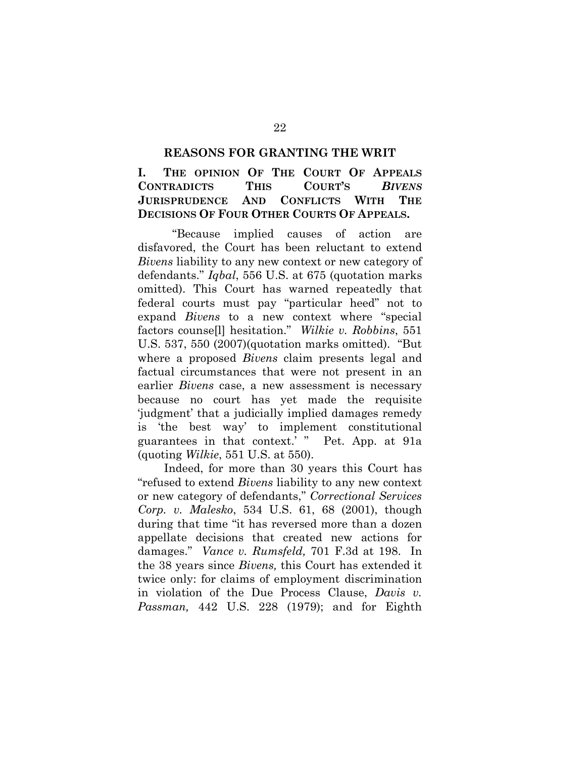## REASONS FOR GRANTING THE WRIT

### I. THE OPINION OF THE COURT OF APPEALS CONTRADICTS THIS COURT'S *BIVENS* JURISPRUDENCE AND CONFLICTS WITH THE DECISIONS OF FOUR OTHER COURTS OF APPEALS.

"Because implied causes of action are disfavored, the Court has been reluctant to extend *Bivens* liability to any new context or new category of defendants." *Iqbal*, 556 U.S. at 675 (quotation marks omitted). This Court has warned repeatedly that federal courts must pay "particular heed" not to expand *Bivens* to a new context where "special factors counse[l] hesitation." *Wilkie v. Robbins*, 551 U.S. 537, 550 (2007)(quotation marks omitted). "But where a proposed *Bivens* claim presents legal and factual circumstances that were not present in an earlier *Bivens* case, a new assessment is necessary because no court has yet made the requisite 'judgment' that a judicially implied damages remedy is 'the best way' to implement constitutional guarantees in that context.' " Pet. App. at 91a (quoting *Wilkie*, 551 U.S. at 550).

Indeed, for more than 30 years this Court has "refused to extend *Bivens* liability to any new context or new category of defendants," *Correctional Services Corp. v. Malesko*, 534 U.S. 61, 68 (2001), though during that time "it has reversed more than a dozen appellate decisions that created new actions for damages." *Vance v. Rumsfeld,* 701 F.3d at 198. In the 38 years since *Bivens,* this Court has extended it twice only: for claims of employment discrimination in violation of the Due Process Clause, *Davis v. Passman,* 442 U.S. 228 (1979); and for Eighth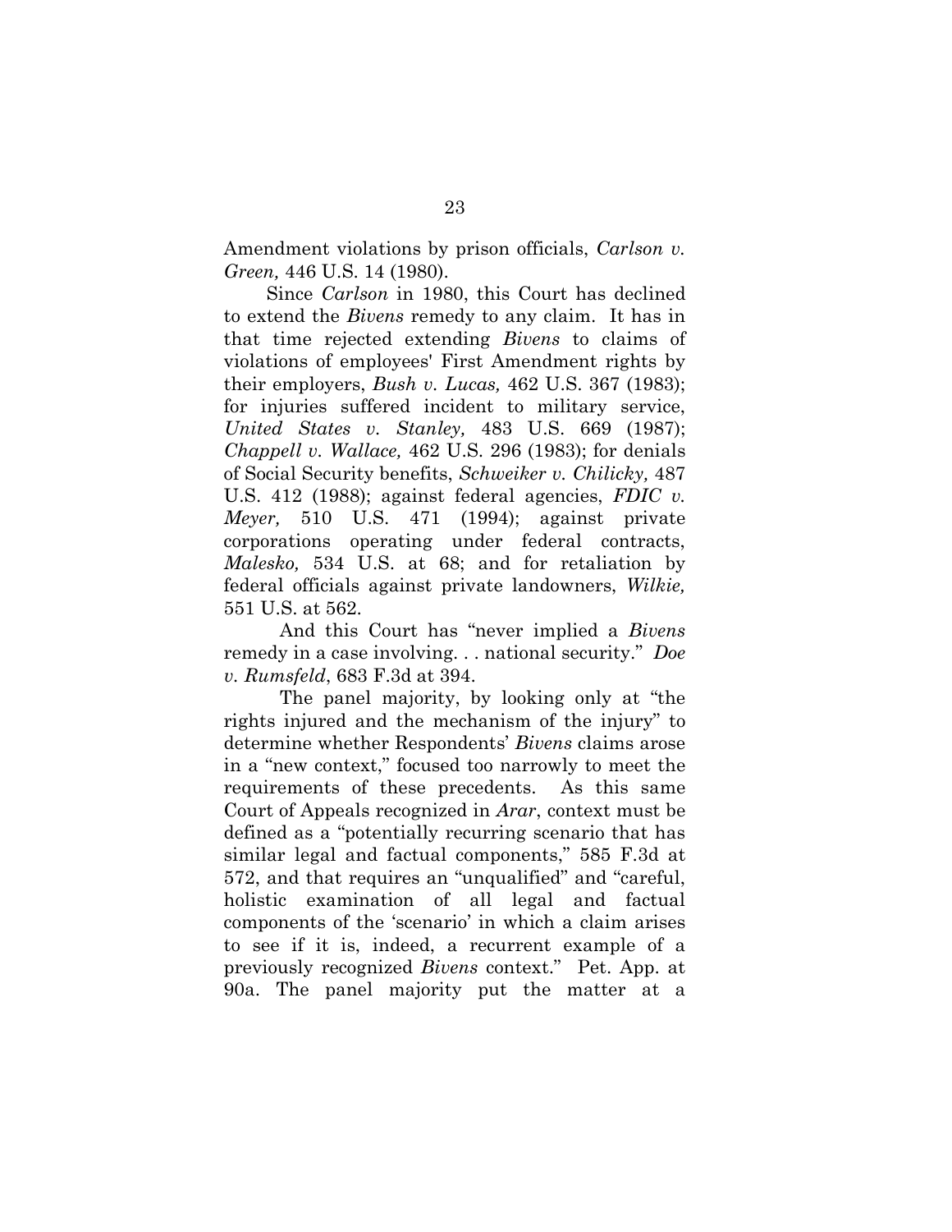Amendment violations by prison officials, *Carlson v. Green,* 446 U.S. 14 (1980).

Since *Carlson* in 1980, this Court has declined to extend the *Bivens* remedy to any claim. It has in that time rejected extending *Bivens* to claims of violations of employees' First Amendment rights by their employers, *Bush v. Lucas,* 462 U.S. 367 (1983); for injuries suffered incident to military service, *United States v. Stanley,* 483 U.S. 669 (1987); *Chappell v. Wallace,* 462 U.S. 296 (1983); for denials of Social Security benefits, *Schweiker v. Chilicky,* 487 U.S. 412 (1988); against federal agencies, *FDIC v. Meyer,* 510 U.S. 471 (1994); against private corporations operating under federal contracts, *Malesko,* 534 U.S. at 68; and for retaliation by federal officials against private landowners, *Wilkie,* 551 U.S. at 562.

And this Court has "never implied a *Bivens* remedy in a case involving. . . national security." *Doe v. Rumsfeld*, 683 F.3d at 394.

The panel majority, by looking only at "the rights injured and the mechanism of the injury" to determine whether Respondents' *Bivens* claims arose in a "new context," focused too narrowly to meet the requirements of these precedents. As this same Court of Appeals recognized in *Arar*, context must be defined as a "potentially recurring scenario that has similar legal and factual components," 585 F.3d at 572, and that requires an "unqualified" and "careful, holistic examination of all legal and factual components of the 'scenario' in which a claim arises to see if it is, indeed, a recurrent example of a previously recognized *Bivens* context." Pet. App. at 90a. The panel majority put the matter at a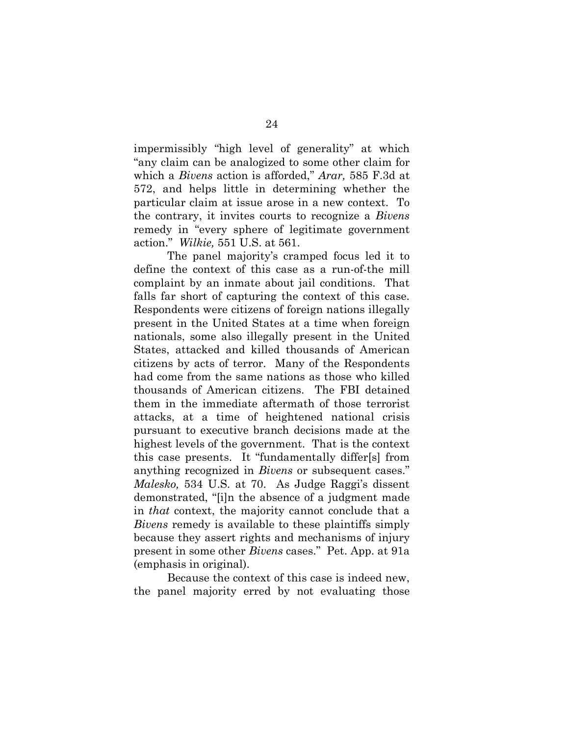impermissibly "high level of generality" at which "any claim can be analogized to some other claim for which a *Bivens* action is afforded," *Arar,* 585 F.3d at 572, and helps little in determining whether the particular claim at issue arose in a new context. To the contrary, it invites courts to recognize a *Bivens* remedy in "every sphere of legitimate government action." *Wilkie,* 551 U.S. at 561.

The panel majority's cramped focus led it to define the context of this case as a run-of-the mill complaint by an inmate about jail conditions. That falls far short of capturing the context of this case. Respondents were citizens of foreign nations illegally present in the United States at a time when foreign nationals, some also illegally present in the United States, attacked and killed thousands of American citizens by acts of terror. Many of the Respondents had come from the same nations as those who killed thousands of American citizens. The FBI detained them in the immediate aftermath of those terrorist attacks, at a time of heightened national crisis pursuant to executive branch decisions made at the highest levels of the government. That is the context this case presents. It "fundamentally differ[s] from anything recognized in *Bivens* or subsequent cases." *Malesko,* 534 U.S. at 70. As Judge Raggi's dissent demonstrated, "[i]n the absence of a judgment made in *that* context, the majority cannot conclude that a *Bivens* remedy is available to these plaintiffs simply because they assert rights and mechanisms of injury present in some other *Bivens* cases." Pet. App. at 91a (emphasis in original).

Because the context of this case is indeed new, the panel majority erred by not evaluating those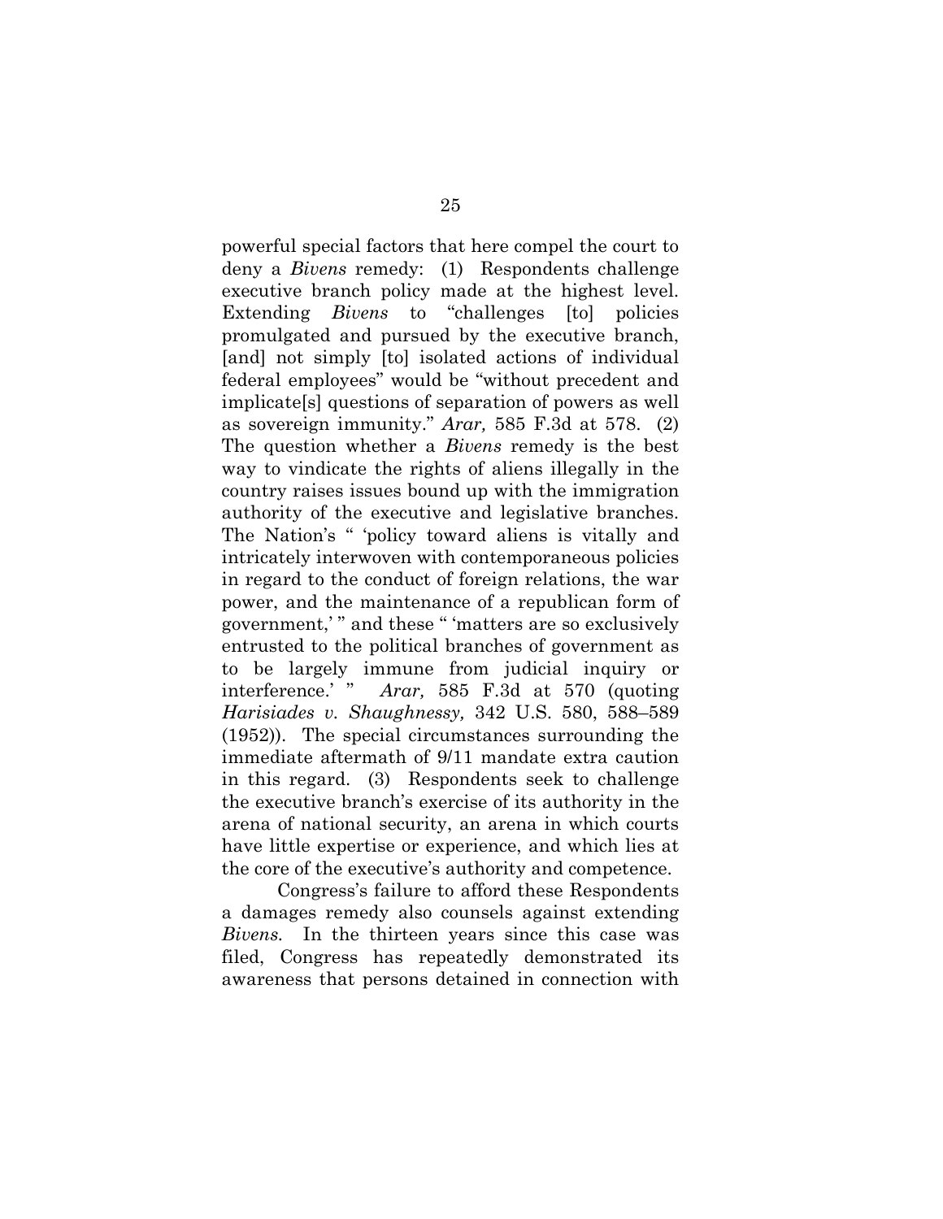powerful special factors that here compel the court to deny a *Bivens* remedy: (1) Respondents challenge executive branch policy made at the highest level. Extending *Bivens* to "challenges [to] policies promulgated and pursued by the executive branch, [and] not simply [to] isolated actions of individual federal employees" would be "without precedent and implicate[s] questions of separation of powers as well as sovereign immunity." *Arar,* 585 F.3d at 578. (2) The question whether a *Bivens* remedy is the best way to vindicate the rights of aliens illegally in the country raises issues bound up with the immigration authority of the executive and legislative branches. The Nation's " 'policy toward aliens is vitally and intricately interwoven with contemporaneous policies in regard to the conduct of foreign relations, the war power, and the maintenance of a republican form of government,' " and these " 'matters are so exclusively entrusted to the political branches of government as to be largely immune from judicial inquiry or interference.' " *Arar,* 585 F.3d at 570 (quoting *Harisiades v. Shaughnessy,* 342 U.S. 580, 588–589 (1952)). The special circumstances surrounding the immediate aftermath of 9/11 mandate extra caution in this regard. (3) Respondents seek to challenge the executive branch's exercise of its authority in the arena of national security, an arena in which courts have little expertise or experience, and which lies at the core of the executive's authority and competence.

Congress's failure to afford these Respondents a damages remedy also counsels against extending *Bivens.* In the thirteen years since this case was filed, Congress has repeatedly demonstrated its awareness that persons detained in connection with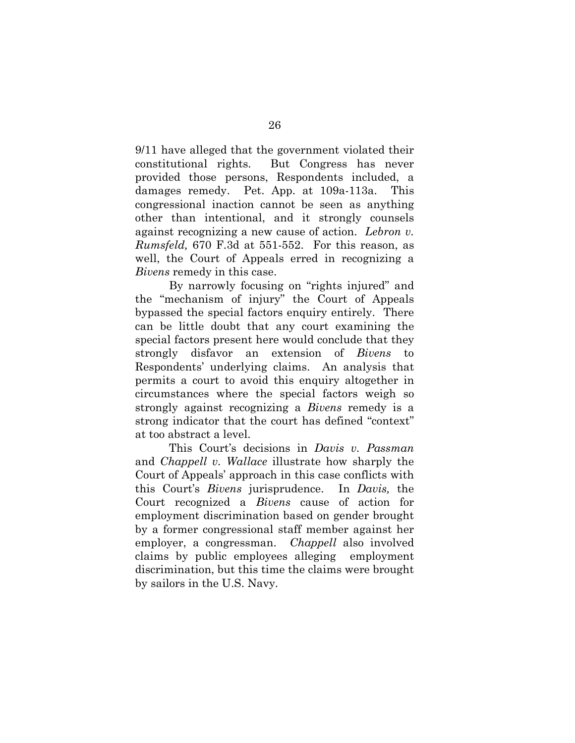9/11 have alleged that the government violated their constitutional rights. But Congress has never provided those persons, Respondents included, a damages remedy. Pet. App. at 109a-113a. This congressional inaction cannot be seen as anything other than intentional, and it strongly counsels against recognizing a new cause of action. *Lebron v. Rumsfeld,* 670 F.3d at 551-552. For this reason, as well, the Court of Appeals erred in recognizing a *Bivens* remedy in this case.

By narrowly focusing on "rights injured" and the "mechanism of injury" the Court of Appeals bypassed the special factors enquiry entirely. There can be little doubt that any court examining the special factors present here would conclude that they strongly disfavor an extension of *Bivens* to Respondents' underlying claims. An analysis that permits a court to avoid this enquiry altogether in circumstances where the special factors weigh so strongly against recognizing a *Bivens* remedy is a strong indicator that the court has defined "context" at too abstract a level.

This Court's decisions in *Davis v. Passman* and *Chappell v. Wallace* illustrate how sharply the Court of Appeals' approach in this case conflicts with this Court's *Bivens* jurisprudence. In *Davis,* the Court recognized a *Bivens* cause of action for employment discrimination based on gender brought by a former congressional staff member against her employer, a congressman. *Chappell* also involved claims by public employees alleging employment discrimination, but this time the claims were brought by sailors in the U.S. Navy.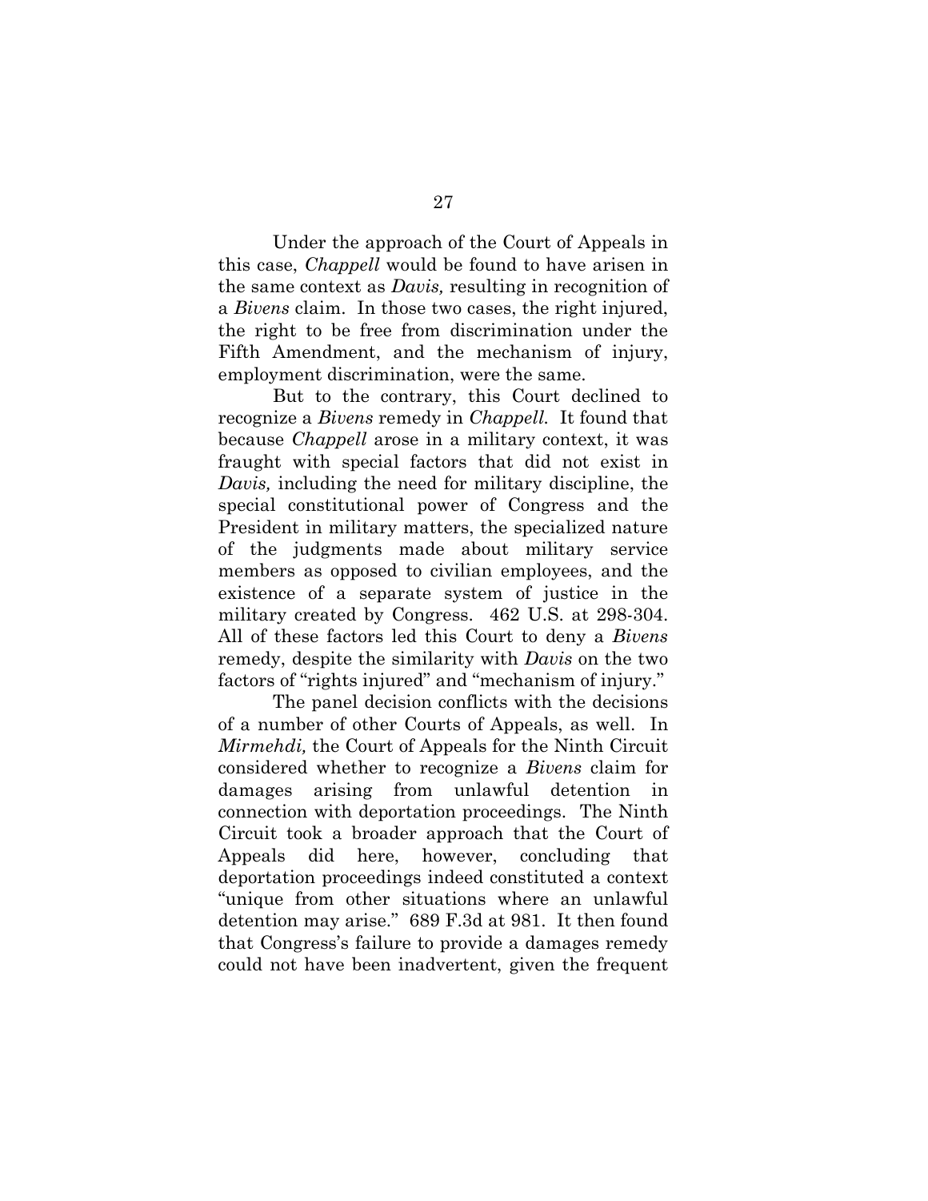Under the approach of the Court of Appeals in this case, *Chappell* would be found to have arisen in the same context as *Davis,* resulting in recognition of a *Bivens* claim. In those two cases, the right injured, the right to be free from discrimination under the Fifth Amendment, and the mechanism of injury, employment discrimination, were the same.

But to the contrary, this Court declined to recognize a *Bivens* remedy in *Chappell.* It found that because *Chappell* arose in a military context, it was fraught with special factors that did not exist in *Davis,* including the need for military discipline, the special constitutional power of Congress and the President in military matters, the specialized nature of the judgments made about military service members as opposed to civilian employees, and the existence of a separate system of justice in the military created by Congress. 462 U.S. at 298-304. All of these factors led this Court to deny a *Bivens* remedy, despite the similarity with *Davis* on the two factors of "rights injured" and "mechanism of injury."

The panel decision conflicts with the decisions of a number of other Courts of Appeals, as well. In *Mirmehdi,* the Court of Appeals for the Ninth Circuit considered whether to recognize a *Bivens* claim for damages arising from unlawful detention in connection with deportation proceedings. The Ninth Circuit took a broader approach that the Court of Appeals did here, however, concluding that deportation proceedings indeed constituted a context "unique from other situations where an unlawful detention may arise." 689 F.3d at 981. It then found that Congress's failure to provide a damages remedy could not have been inadvertent, given the frequent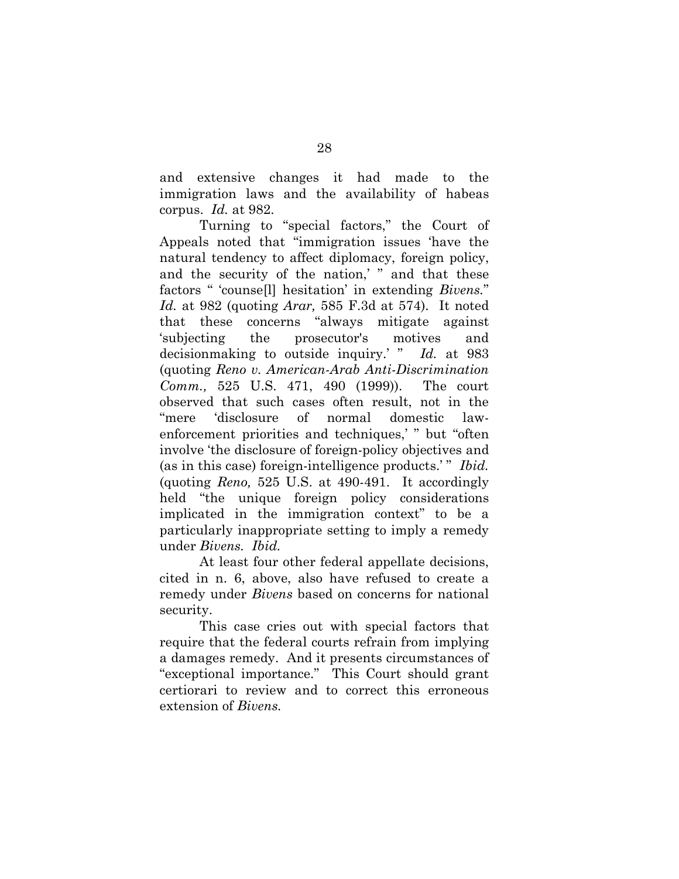and extensive changes it had made to the immigration laws and the availability of habeas corpus. *Id.* at 982.

Turning to "special factors," the Court of Appeals noted that "immigration issues 'have the natural tendency to affect diplomacy, foreign policy, and the security of the nation,' " and that these factors " 'counse[l] hesitation' in extending *Bivens.*" *Id.* at 982 (quoting *Arar,* 585 F.3d at 574). It noted that these concerns "always mitigate against 'subjecting the prosecutor's motives and decisionmaking to outside inquiry.' " *Id.* at 983 (quoting *Reno v. American-Arab Anti-Discrimination Comm.,* 525 U.S. 471, 490 (1999)). The court observed that such cases often result, not in the "mere 'disclosure of normal domestic law-enforcement priorities and techniques,' " but "often involve 'the disclosure of foreign-policy objectives and (as in this case) foreign-intelligence products.' " *Ibid.* (quoting *Reno,* 525 U.S. at 490-491. It accordingly held "the unique foreign policy considerations implicated in the immigration context" to be a particularly inappropriate setting to imply a remedy under *Bivens. Ibid.*

At least four other federal appellate decisions, cited in n. 6, above, also have refused to create a remedy under *Bivens* based on concerns for national security.

This case cries out with special factors that require that the federal courts refrain from implying a damages remedy. And it presents circumstances of "exceptional importance." This Court should grant certiorari to review and to correct this erroneous extension of *Bivens.*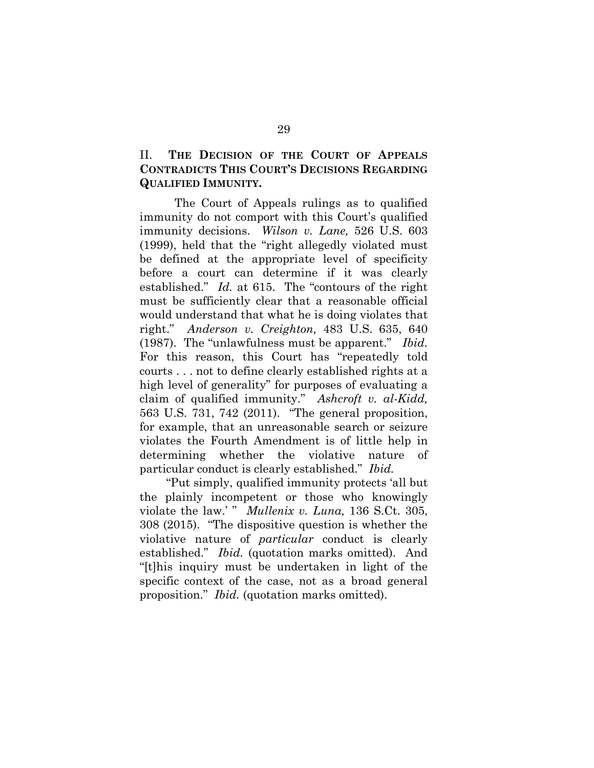## II. THE DECISION OF THE COURT OF APPEALS CONTRADICTS THIS COURT'S DECISIONS REGARDING QUALIFIED IMMUNITY.

The Court of Appeals rulings as to qualified immunity do not comport with this Court's qualified immunity decisions. *Wilson v. Lane,* 526 U.S. 603 (1999), held that the "right allegedly violated must be defined at the appropriate level of specificity before a court can determine if it was clearly established." *Id.* at 615. The "contours of the right must be sufficiently clear that a reasonable official would understand that what he is doing violates that right." *Anderson v. Creighton,* 483 U.S. 635, 640 (1987). The "unlawfulness must be apparent." *Ibid.* For this reason, this Court has "repeatedly told courts . . . not to define clearly established rights at a high level of generality" for purposes of evaluating a claim of qualified immunity." *Ashcroft v. al-Kidd,* 563 U.S. 731, 742 (2011). "The general proposition, for example, that an unreasonable search or seizure violates the Fourth Amendment is of little help in determining whether the violative nature of particular conduct is clearly established." *Ibid.*

"Put simply, qualified immunity protects 'all but the plainly incompetent or those who knowingly violate the law.' " *Mullenix v. Luna,* 136 S.Ct. 305, 308 (2015). "The dispositive question is whether the violative nature of *particular* conduct is clearly established." *Ibid.* (quotation marks omitted). And "[t]his inquiry must be undertaken in light of the specific context of the case, not as a broad general proposition." *Ibid.* (quotation marks omitted).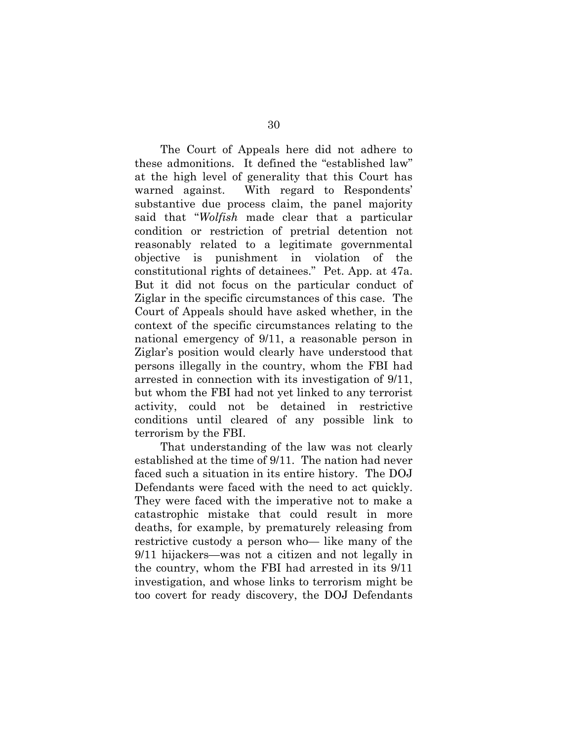The Court of Appeals here did not adhere to these admonitions. It defined the "established law" at the high level of generality that this Court has warned against. With regard to Respondents' substantive due process claim, the panel majority said that "*Wolfish* made clear that a particular condition or restriction of pretrial detention not reasonably related to a legitimate governmental objective is punishment in violation of the constitutional rights of detainees." Pet. App. at 47a. But it did not focus on the particular conduct of Ziglar in the specific circumstances of this case. The Court of Appeals should have asked whether, in the context of the specific circumstances relating to the national emergency of 9/11, a reasonable person in Ziglar's position would clearly have understood that persons illegally in the country, whom the FBI had arrested in connection with its investigation of 9/11, but whom the FBI had not yet linked to any terrorist activity, could not be detained in restrictive conditions until cleared of any possible link to terrorism by the FBI.

That understanding of the law was not clearly established at the time of 9/11. The nation had never faced such a situation in its entire history. The DOJ Defendants were faced with the need to act quickly. They were faced with the imperative not to make a catastrophic mistake that could result in more deaths, for example, by prematurely releasing from restrictive custody a person who— like many of the 9/11 hijackers—was not a citizen and not legally in the country, whom the FBI had arrested in its 9/11 investigation, and whose links to terrorism might be too covert for ready discovery, the DOJ Defendants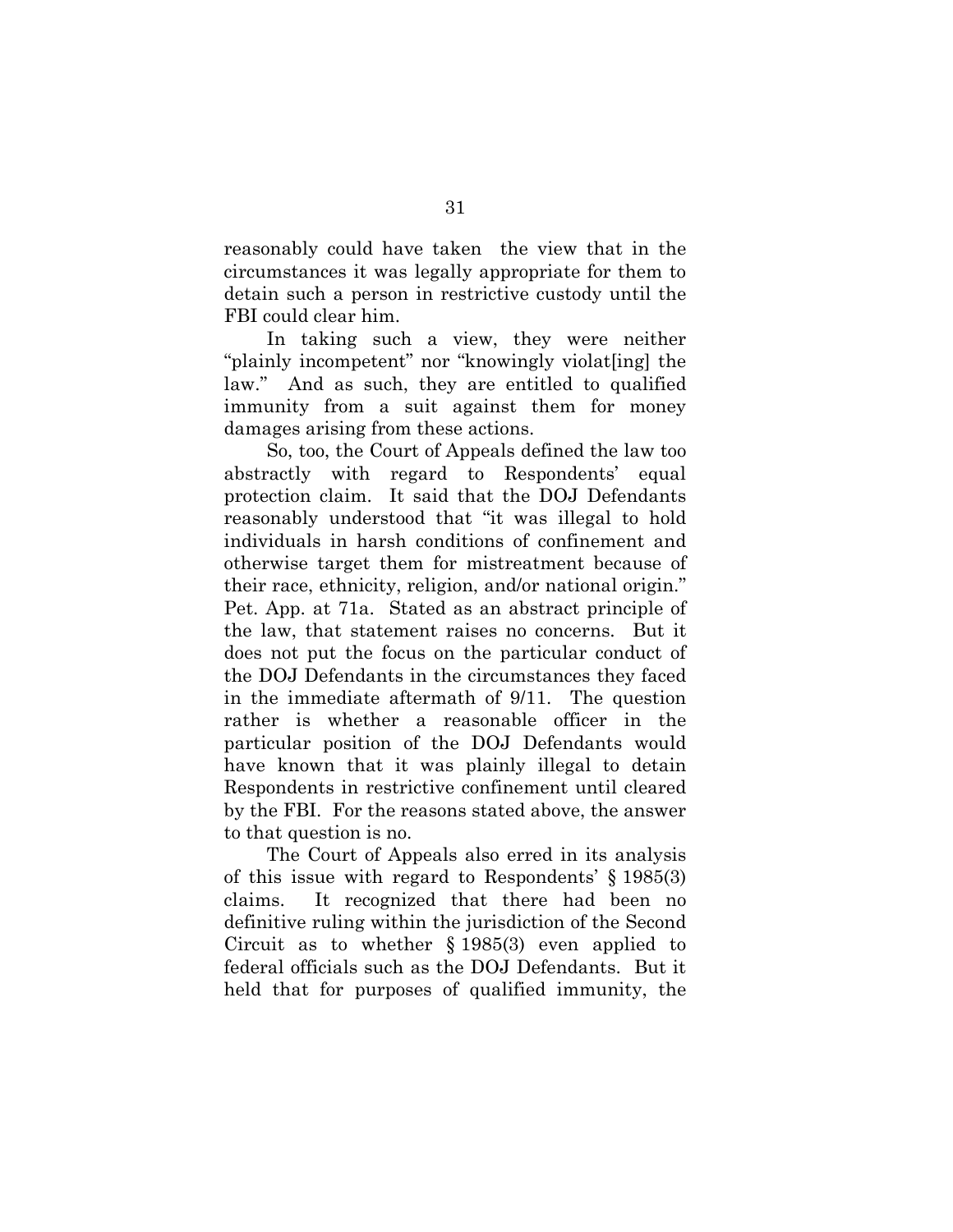reasonably could have taken the view that in the circumstances it was legally appropriate for them to detain such a person in restrictive custody until the FBI could clear him.

In taking such a view, they were neither "plainly incompetent" nor "knowingly violat[ing] the law." And as such, they are entitled to qualified immunity from a suit against them for money damages arising from these actions.

So, too, the Court of Appeals defined the law too abstractly with regard to Respondents' equal protection claim. It said that the DOJ Defendants reasonably understood that "it was illegal to hold individuals in harsh conditions of confinement and otherwise target them for mistreatment because of their race, ethnicity, religion, and/or national origin." Pet. App. at 71a. Stated as an abstract principle of the law, that statement raises no concerns. But it does not put the focus on the particular conduct of the DOJ Defendants in the circumstances they faced in the immediate aftermath of 9/11. The question rather is whether a reasonable officer in the particular position of the DOJ Defendants would have known that it was plainly illegal to detain Respondents in restrictive confinement until cleared by the FBI. For the reasons stated above, the answer to that question is no.

The Court of Appeals also erred in its analysis of this issue with regard to Respondents' § 1985(3) claims. It recognized that there had been no definitive ruling within the jurisdiction of the Second Circuit as to whether § 1985(3) even applied to federal officials such as the DOJ Defendants. But it held that for purposes of qualified immunity, the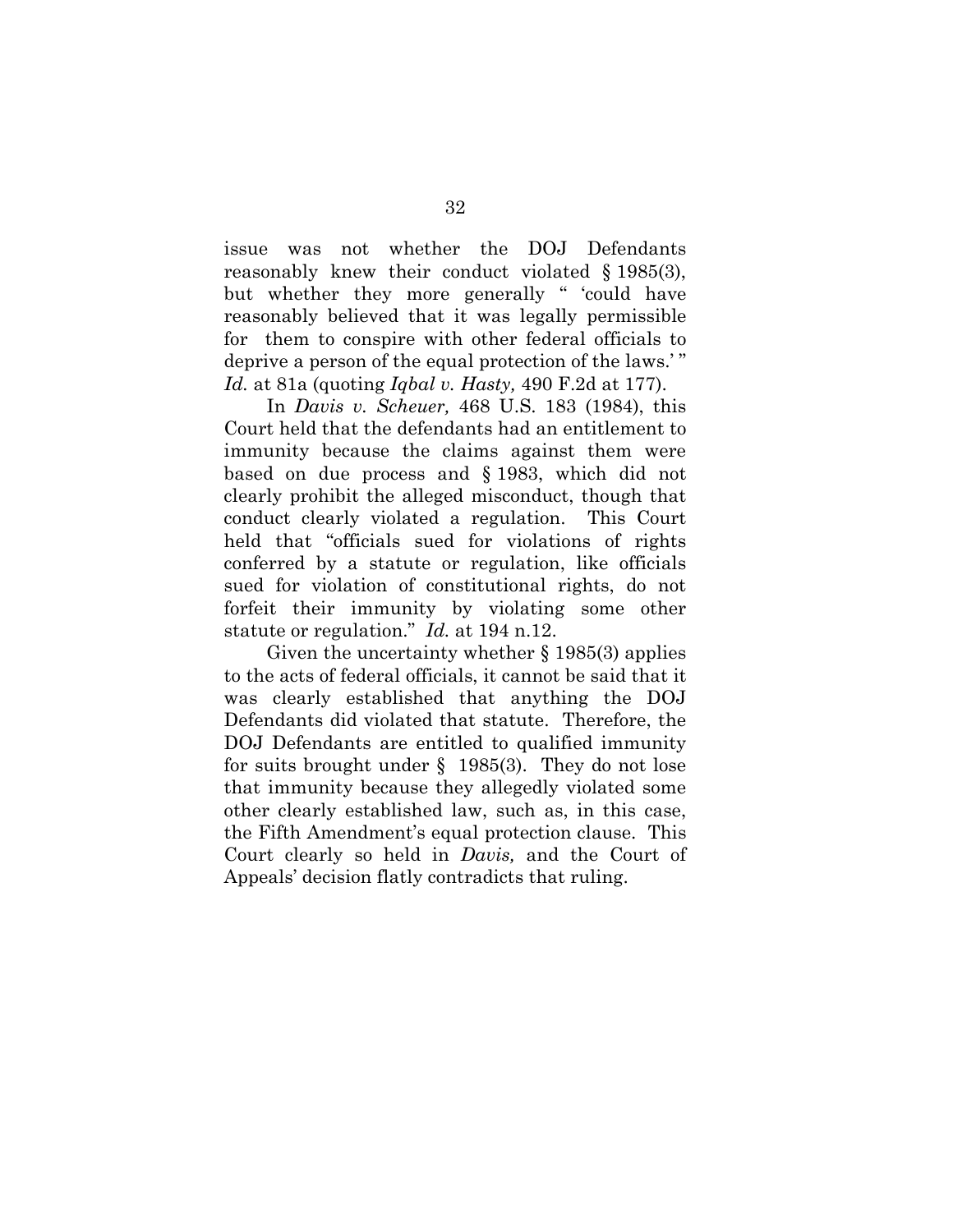issue was not whether the DOJ Defendants reasonably knew their conduct violated § 1985(3), but whether they more generally " 'could have reasonably believed that it was legally permissible for them to conspire with other federal officials to deprive a person of the equal protection of the laws.' " *Id.* at 81a (quoting *Iqbal v. Hasty,* 490 F.2d at 177).

In *Davis v. Scheuer,* 468 U.S. 183 (1984), this Court held that the defendants had an entitlement to immunity because the claims against them were based on due process and § 1983, which did not clearly prohibit the alleged misconduct, though that conduct clearly violated a regulation. This Court held that "officials sued for violations of rights conferred by a statute or regulation, like officials sued for violation of constitutional rights, do not forfeit their immunity by violating some other statute or regulation." *Id.* at 194 n.12.

Given the uncertainty whether § 1985(3) applies to the acts of federal officials, it cannot be said that it was clearly established that anything the DOJ Defendants did violated that statute. Therefore, the DOJ Defendants are entitled to qualified immunity for suits brought under § 1985(3). They do not lose that immunity because they allegedly violated some other clearly established law, such as, in this case, the Fifth Amendment's equal protection clause. This Court clearly so held in *Davis,* and the Court of Appeals' decision flatly contradicts that ruling.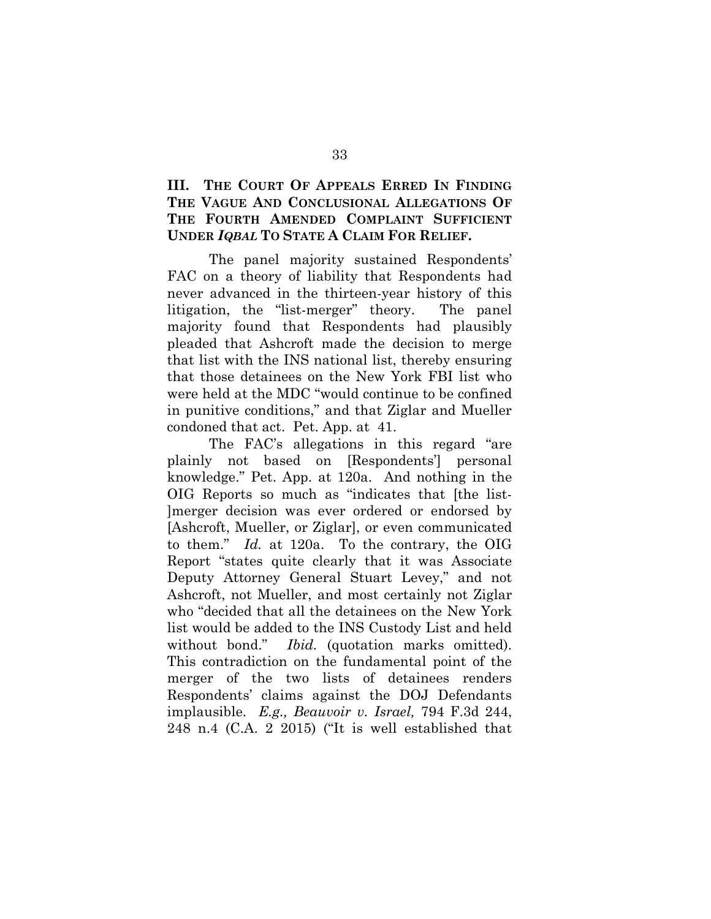## III. THE COURT OF APPEALS ERRED IN FINDING THE VAGUE AND CONCLUSIONAL ALLEGATIONS OF THE FOURTH AMENDED COMPLAINT SUFFICIENT UNDER *IQBAL* TO STATE A CLAIM FOR RELIEF.

The panel majority sustained Respondents' FAC on a theory of liability that Respondents had never advanced in the thirteen-year history of this litigation, the "list-merger" theory. The panel majority found that Respondents had plausibly pleaded that Ashcroft made the decision to merge that list with the INS national list, thereby ensuring that those detainees on the New York FBI list who were held at the MDC "would continue to be confined in punitive conditions," and that Ziglar and Mueller condoned that act. Pet. App. at 41.

The FAC's allegations in this regard "are plainly not based on [Respondents'] personal knowledge." Pet. App. at 120a. And nothing in the OIG Reports so much as "indicates that [the list-]merger decision was ever ordered or endorsed by [Ashcroft, Mueller, or Ziglar], or even communicated to them." *Id.* at 120a. To the contrary, the OIG Report "states quite clearly that it was Associate Deputy Attorney General Stuart Levey," and not Ashcroft, not Mueller, and most certainly not Ziglar who "decided that all the detainees on the New York list would be added to the INS Custody List and held without bond." *Ibid.* (quotation marks omitted). This contradiction on the fundamental point of the merger of the two lists of detainees renders Respondents' claims against the DOJ Defendants implausible. *E.g., Beauvoir v. Israel,* 794 F.3d 244, 248 n.4 (C.A. 2 2015) ("It is well established that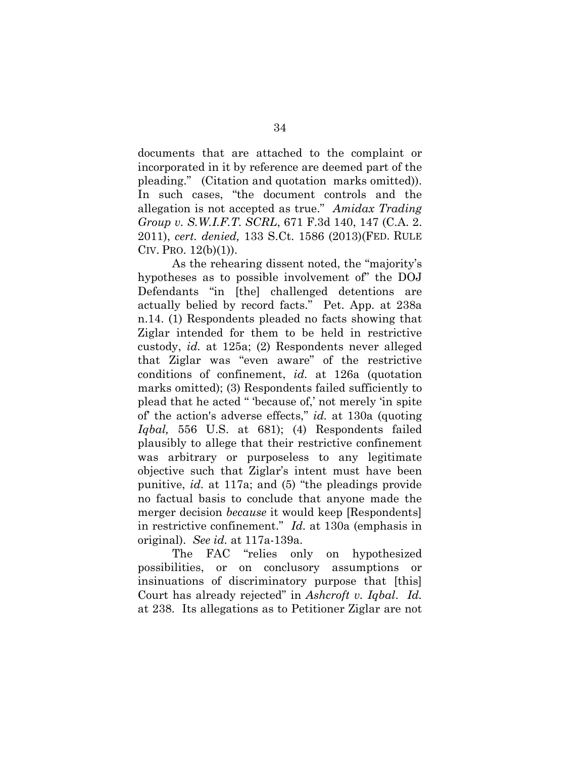documents that are attached to the complaint or incorporated in it by reference are deemed part of the pleading." (Citation and quotation marks omitted)). In such cases, "the document controls and the allegation is not accepted as true." *Amidax Trading Group v. S.W.I.F.T. SCRL*, 671 F.3d 140, 147 (C.A. 2. 2011), *cert. denied,* 133 S.Ct. 1586 (2013)(FED. RULE CIV. PRO. 12(b)(1)).

As the rehearing dissent noted, the "majority's hypotheses as to possible involvement of" the DOJ Defendants "in [the] challenged detentions are actually belied by record facts." Pet. App. at 238a n.14. (1) Respondents pleaded no facts showing that Ziglar intended for them to be held in restrictive custody, *id.* at 125a; (2) Respondents never alleged that Ziglar was "even aware" of the restrictive conditions of confinement, *id.* at 126a (quotation marks omitted); (3) Respondents failed sufficiently to plead that he acted " 'because of,' not merely 'in spite of' the action's adverse effects," *id.* at 130a (quoting *Iqbal,* 556 U.S. at 681); (4) Respondents failed plausibly to allege that their restrictive confinement was arbitrary or purposeless to any legitimate objective such that Ziglar's intent must have been punitive, *id.* at 117a; and (5) "the pleadings provide no factual basis to conclude that anyone made the merger decision *because* it would keep [Respondents] in restrictive confinement." *Id.* at 130a (emphasis in original). *See id.* at 117a-139a.

The FAC "relies only on hypothesized possibilities, or on conclusory assumptions or insinuations of discriminatory purpose that [this] Court has already rejected" in *Ashcroft v. Iqbal*. *Id.* at 238. Its allegations as to Petitioner Ziglar are not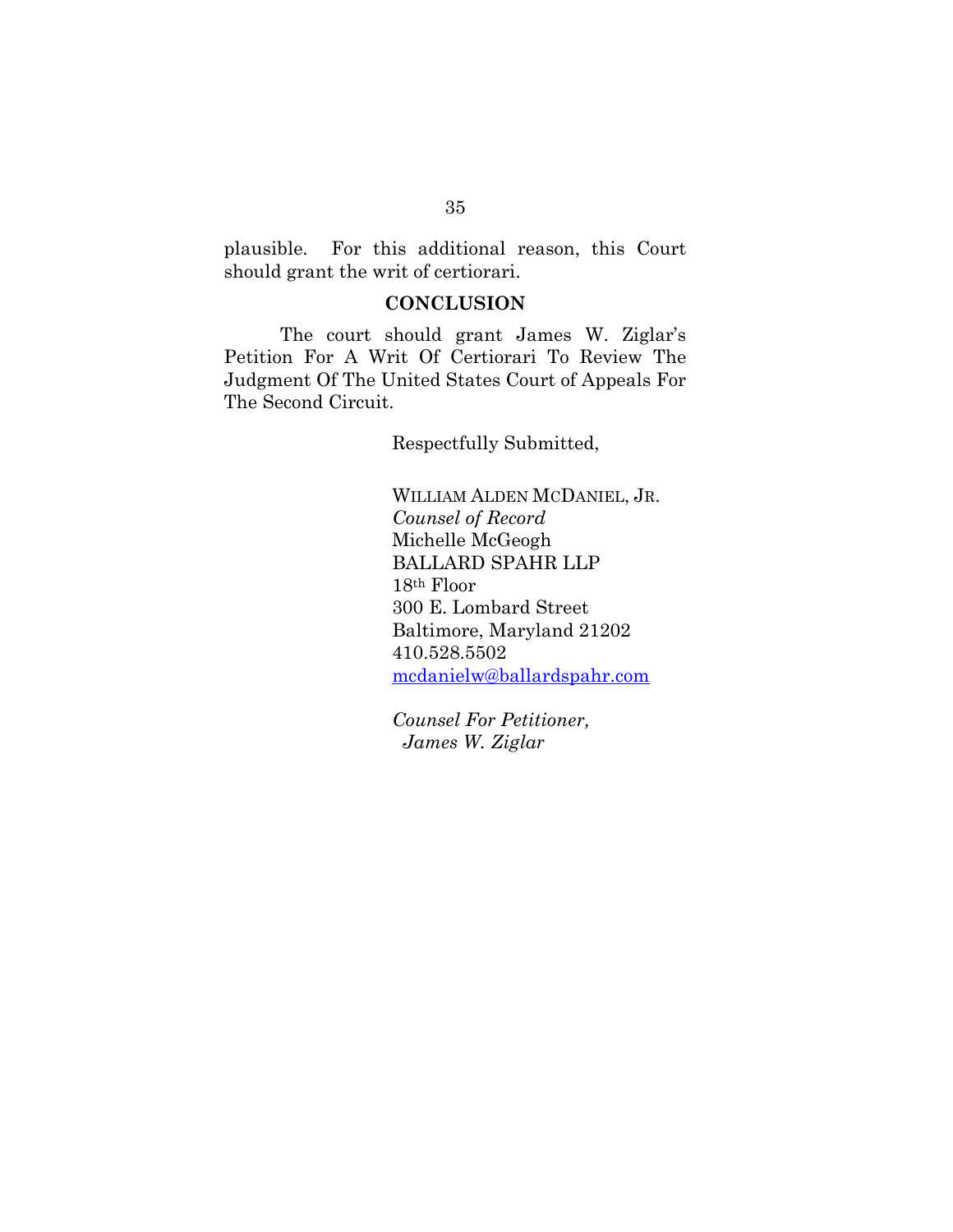plausible. For this additional reason, this Court should grant the writ of certiorari.

## CONCLUSION

The court should grant James W. Ziglar's Petition For A Writ Of Certiorari To Review The Judgment Of The United States Court of Appeals For The Second Circuit.

Respectfully Submitted,

WILLIAM ALDEN MCDANIEL, JR.
*Counsel of Record*
Michelle McGeogh
BALLARD SPAHR LLP
18th Floor
300 E. Lombard Street
Baltimore, Maryland 21202
410.528.5502
mcdanielw@ballardspahr.com

*Counsel For Petitioner,*
*James W. Ziglar*